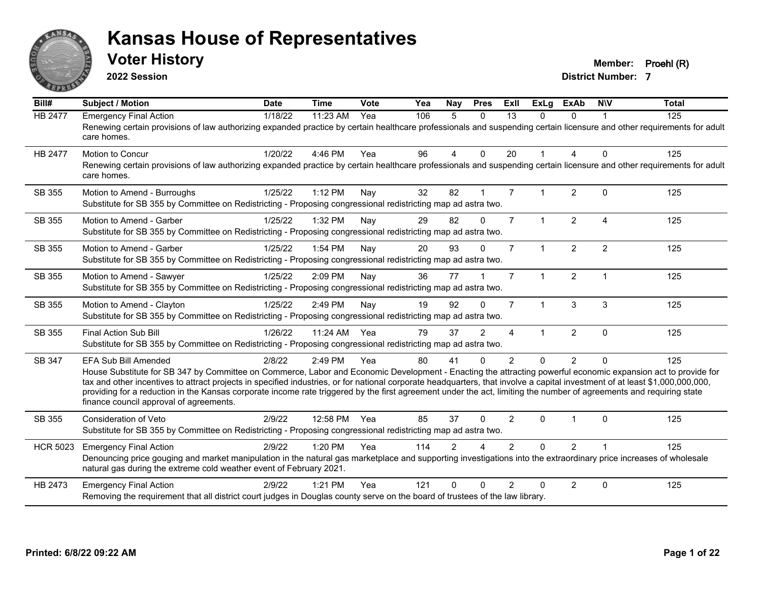# Kansas House of Representatives

## Voter History

**2022 Session**

**Member:** Proehl (R)

**District Number:** 7

| Bill# | Subject / Motion | Date | Time | Vote | Yea | Nay | Pres | ExII | ExLg | ExAb | N\V | Total |
|---|---|---|---|---|---|---|---|---|---|---|---|---|
| HB 2477 | Emergency Final Action | 1/18/22 | 11:23 AM | Yea | 106 | 5 | 0 | 13 | 0 | 0 | 1 | 125 |
| | Renewing certain provisions of law authorizing expanded practice by certain healthcare professionals and suspending certain licensure and other requirements for adult care homes. | | | | | | | | | | | |
| HB 2477 | Motion to Concur | 1/20/22 | 4:46 PM | Yea | 96 | 4 | 0 | 20 | 1 | 4 | 0 | 125 |
| | Renewing certain provisions of law authorizing expanded practice by certain healthcare professionals and suspending certain licensure and other requirements for adult care homes. | | | | | | | | | | | |
| SB 355 | Motion to Amend - Burroughs | 1/25/22 | 1:12 PM | Nay | 32 | 82 | 1 | 7 | 1 | 2 | 0 | 125 |
| | Substitute for SB 355 by Committee on Redistricting - Proposing congressional redistricting map ad astra two. | | | | | | | | | | | |
| SB 355 | Motion to Amend - Garber | 1/25/22 | 1:32 PM | Nay | 29 | 82 | 0 | 7 | 1 | 2 | 4 | 125 |
| | Substitute for SB 355 by Committee on Redistricting - Proposing congressional redistricting map ad astra two. | | | | | | | | | | | |
| SB 355 | Motion to Amend - Garber | 1/25/22 | 1:54 PM | Nay | 20 | 93 | 0 | 7 | 1 | 2 | 2 | 125 |
| | Substitute for SB 355 by Committee on Redistricting - Proposing congressional redistricting map ad astra two. | | | | | | | | | | | |
| SB 355 | Motion to Amend - Sawyer | 1/25/22 | 2:09 PM | Nay | 36 | 77 | 1 | 7 | 1 | 2 | 1 | 125 |
| | Substitute for SB 355 by Committee on Redistricting - Proposing congressional redistricting map ad astra two. | | | | | | | | | | | |
| SB 355 | Motion to Amend - Clayton | 1/25/22 | 2:49 PM | Nay | 19 | 92 | 0 | 7 | 1 | 3 | 3 | 125 |
| | Substitute for SB 355 by Committee on Redistricting - Proposing congressional redistricting map ad astra two. | | | | | | | | | | | |
| SB 355 | Final Action Sub Bill | 1/26/22 | 11:24 AM | Yea | 79 | 37 | 2 | 4 | 1 | 2 | 0 | 125 |
| | Substitute for SB 355 by Committee on Redistricting - Proposing congressional redistricting map ad astra two. | | | | | | | | | | | |
| SB 347 | EFA Sub Bill Amended | 2/8/22 | 2:49 PM | Yea | 80 | 41 | 0 | 2 | 0 | 2 | 0 | 125 |
| | House Substitute for SB 347 by Committee on Commerce, Labor and Economic Development - Enacting the attracting powerful economic expansion act to provide for tax and other incentives to attract projects in specified industries, or for national corporate headquarters, that involve a capital investment of at least $1,000,000,000, providing for a reduction in the Kansas corporate income rate triggered by the first agreement under the act, limiting the number of agreements and requiring state finance council approval of agreements. | | | | | | | | | | | |
| SB 355 | Consideration of Veto | 2/9/22 | 12:58 PM | Yea | 85 | 37 | 0 | 2 | 0 | 1 | 0 | 125 |
| | Substitute for SB 355 by Committee on Redistricting - Proposing congressional redistricting map ad astra two. | | | | | | | | | | | |
| HCR 5023 | Emergency Final Action | 2/9/22 | 1:20 PM | Yea | 114 | 2 | 4 | 2 | 0 | 2 | 1 | 125 |
| | Denouncing price gouging and market manipulation in the natural gas marketplace and supporting investigations into the extraordinary price increases of wholesale natural gas during the extreme cold weather event of February 2021. | | | | | | | | | | | |
| HB 2473 | Emergency Final Action | 2/9/22 | 1:21 PM | Yea | 121 | 0 | 0 | 2 | 0 | 2 | 0 | 125 |
| | Removing the requirement that all district court judges in Douglas county serve on the board of trustees of the law library. | | | | | | | | | | | |

**Printed: 6/8/22 09:22 AM**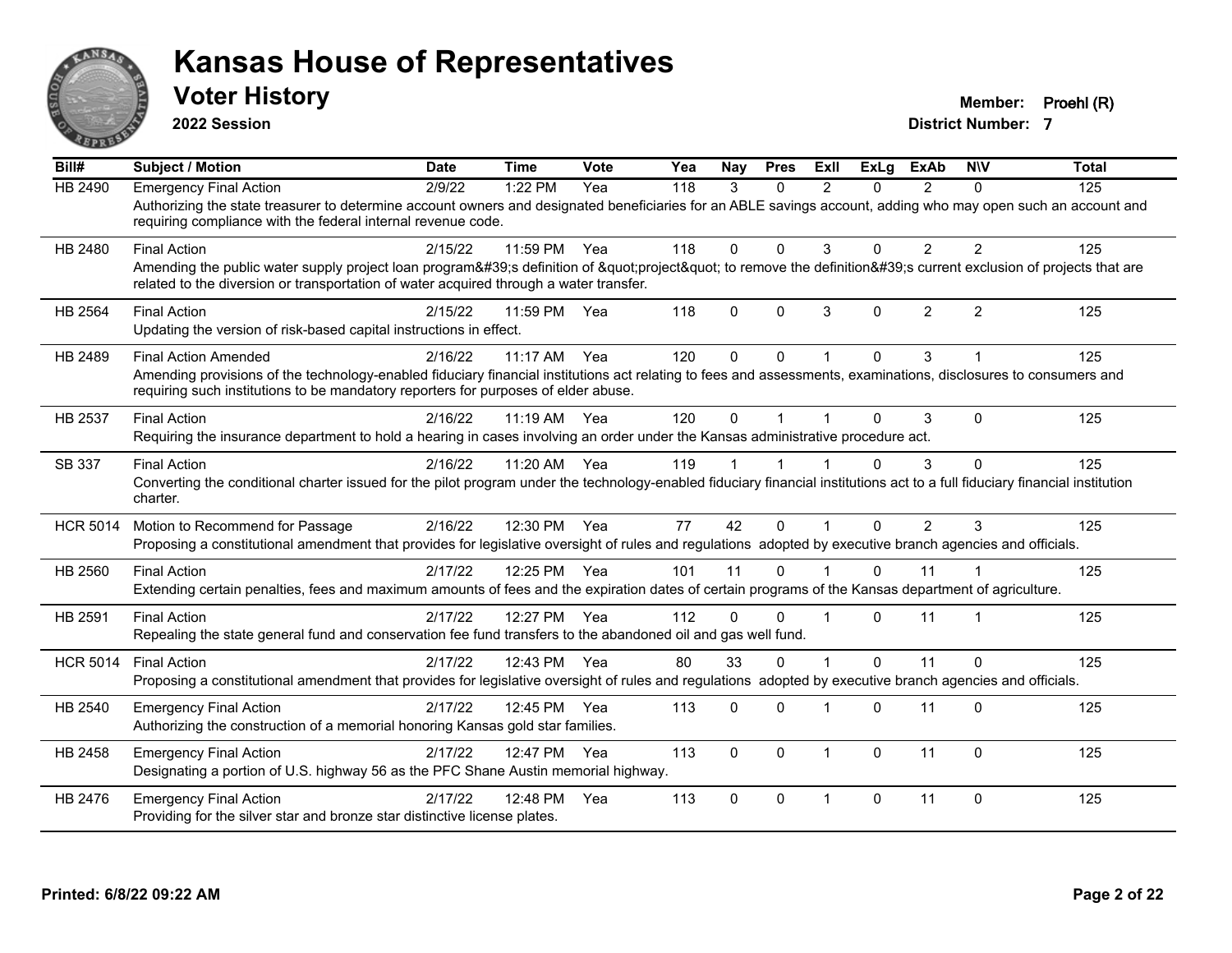# Kansas House of Representatives

## Voter History

**2022 Session**

**Member:** Proehl (R)
**District Number:** 7

| Bill# | Subject / Motion | Date | Time | Vote | Yea | Nay | Pres | ExII | ExLg | ExAb | N\V | Total |
|---|---|---|---|---|---|---|---|---|---|---|---|---|
| HB 2490 | Emergency Final Action | 2/9/22 | 1:22 PM | Yea | 118 | 3 | 0 | 2 | 0 | 2 | 0 | 125 |
| | Authorizing the state treasurer to determine account owners and designated beneficiaries for an ABLE savings account, adding who may open such an account and requiring compliance with the federal internal revenue code. | | | | | | | | | | | |
| HB 2480 | Final Action | 2/15/22 | 11:59 PM | Yea | 118 | 0 | 0 | 3 | 0 | 2 | 2 | 125 |
| | Amending the public water supply project loan program&#39;s definition of &quot;project&quot; to remove the definition&#39;s current exclusion of projects that are related to the diversion or transportation of water acquired through a water transfer. | | | | | | | | | | | |
| HB 2564 | Final Action | 2/15/22 | 11:59 PM | Yea | 118 | 0 | 0 | 3 | 0 | 2 | 2 | 125 |
| | Updating the version of risk-based capital instructions in effect. | | | | | | | | | | | |
| HB 2489 | Final Action Amended | 2/16/22 | 11:17 AM | Yea | 120 | 0 | 0 | 1 | 0 | 3 | 1 | 125 |
| | Amending provisions of the technology-enabled fiduciary financial institutions act relating to fees and assessments, examinations, disclosures to consumers and requiring such institutions to be mandatory reporters for purposes of elder abuse. | | | | | | | | | | | |
| HB 2537 | Final Action | 2/16/22 | 11:19 AM | Yea | 120 | 0 | 1 | 1 | 0 | 3 | 0 | 125 |
| | Requiring the insurance department to hold a hearing in cases involving an order under the Kansas administrative procedure act. | | | | | | | | | | | |
| SB 337 | Final Action | 2/16/22 | 11:20 AM | Yea | 119 | 1 | 1 | 1 | 0 | 3 | 0 | 125 |
| | Converting the conditional charter issued for the pilot program under the technology-enabled fiduciary financial institutions act to a full fiduciary financial institution charter. | | | | | | | | | | | |
| HCR 5014 | Motion to Recommend for Passage | 2/16/22 | 12:30 PM | Yea | 77 | 42 | 0 | 1 | 0 | 2 | 3 | 125 |
| | Proposing a constitutional amendment that provides for legislative oversight of rules and regulations adopted by executive branch agencies and officials. | | | | | | | | | | | |
| HB 2560 | Final Action | 2/17/22 | 12:25 PM | Yea | 101 | 11 | 0 | 1 | 0 | 11 | 1 | 125 |
| | Extending certain penalties, fees and maximum amounts of fees and the expiration dates of certain programs of the Kansas department of agriculture. | | | | | | | | | | | |
| HB 2591 | Final Action | 2/17/22 | 12:27 PM | Yea | 112 | 0 | 0 | 1 | 0 | 11 | 1 | 125 |
| | Repealing the state general fund and conservation fee fund transfers to the abandoned oil and gas well fund. | | | | | | | | | | | |
| HCR 5014 | Final Action | 2/17/22 | 12:43 PM | Yea | 80 | 33 | 0 | 1 | 0 | 11 | 0 | 125 |
| | Proposing a constitutional amendment that provides for legislative oversight of rules and regulations adopted by executive branch agencies and officials. | | | | | | | | | | | |
| HB 2540 | Emergency Final Action | 2/17/22 | 12:45 PM | Yea | 113 | 0 | 0 | 1 | 0 | 11 | 0 | 125 |
| | Authorizing the construction of a memorial honoring Kansas gold star families. | | | | | | | | | | | |
| HB 2458 | Emergency Final Action | 2/17/22 | 12:47 PM | Yea | 113 | 0 | 0 | 1 | 0 | 11 | 0 | 125 |
| | Designating a portion of U.S. highway 56 as the PFC Shane Austin memorial highway. | | | | | | | | | | | |
| HB 2476 | Emergency Final Action | 2/17/22 | 12:48 PM | Yea | 113 | 0 | 0 | 1 | 0 | 11 | 0 | 125 |
| | Providing for the silver star and bronze star distinctive license plates. | | | | | | | | | | | |

**Printed: 6/8/22 09:22 AM**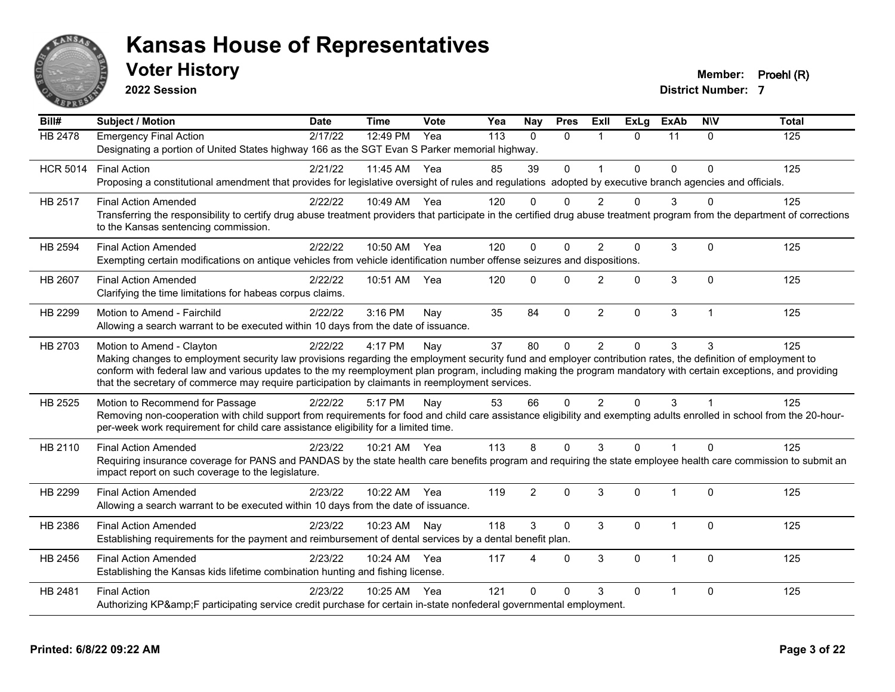# Kansas House of Representatives

## Voter History

**2022 Session**

**Member:** Proehl (R)
**District Number:** 7

| Bill# | Subject / Motion | Date | Time | Vote | Yea | Nay | Pres | ExII | ExLg | ExAb | N\V | Total |
|---|---|---|---|---|---|---|---|---|---|---|---|---|
| HB 2478 | Emergency Final Action<br>Designating a portion of United States highway 166 as the SGT Evan S Parker memorial highway. | 2/17/22 | 12:49 PM | Yea | 113 | 0 | 0 | 1 | 0 | 11 | 0 | 125 |
| HCR 5014 | Final Action<br>Proposing a constitutional amendment that provides for legislative oversight of rules and regulations adopted by executive branch agencies and officials. | 2/21/22 | 11:45 AM | Yea | 85 | 39 | 0 | 1 | 0 | 0 | 0 | 125 |
| HB 2517 | Final Action Amended<br>Transferring the responsibility to certify drug abuse treatment providers that participate in the certified drug abuse treatment program from the department of corrections to the Kansas sentencing commission. | 2/22/22 | 10:49 AM | Yea | 120 | 0 | 0 | 2 | 0 | 3 | 0 | 125 |
| HB 2594 | Final Action Amended<br>Exempting certain modifications on antique vehicles from vehicle identification number offense seizures and dispositions. | 2/22/22 | 10:50 AM | Yea | 120 | 0 | 0 | 2 | 0 | 3 | 0 | 125 |
| HB 2607 | Final Action Amended<br>Clarifying the time limitations for habeas corpus claims. | 2/22/22 | 10:51 AM | Yea | 120 | 0 | 0 | 2 | 0 | 3 | 0 | 125 |
| HB 2299 | Motion to Amend - Fairchild<br>Allowing a search warrant to be executed within 10 days from the date of issuance. | 2/22/22 | 3:16 PM | Nay | 35 | 84 | 0 | 2 | 0 | 3 | 1 | 125 |
| HB 2703 | Motion to Amend - Clayton<br>Making changes to employment security law provisions regarding the employment security fund and employer contribution rates, the definition of employment to conform with federal law and various updates to the my reemployment plan program, including making the program mandatory with certain exceptions, and providing that the secretary of commerce may require participation by claimants in reemployment services. | 2/22/22 | 4:17 PM | Nay | 37 | 80 | 0 | 2 | 0 | 3 | 3 | 125 |
| HB 2525 | Motion to Recommend for Passage<br>Removing non-cooperation with child support from requirements for food and child care assistance eligibility and exempting adults enrolled in school from the 20-hour-per-week work requirement for child care assistance eligibility for a limited time. | 2/22/22 | 5:17 PM | Nay | 53 | 66 | 0 | 2 | 0 | 3 | 1 | 125 |
| HB 2110 | Final Action Amended<br>Requiring insurance coverage for PANS and PANDAS by the state health care benefits program and requiring the state employee health care commission to submit an impact report on such coverage to the legislature. | 2/23/22 | 10:21 AM | Yea | 113 | 8 | 0 | 3 | 0 | 1 | 0 | 125 |
| HB 2299 | Final Action Amended<br>Allowing a search warrant to be executed within 10 days from the date of issuance. | 2/23/22 | 10:22 AM | Yea | 119 | 2 | 0 | 3 | 0 | 1 | 0 | 125 |
| HB 2386 | Final Action Amended<br>Establishing requirements for the payment and reimbursement of dental services by a dental benefit plan. | 2/23/22 | 10:23 AM | Nay | 118 | 3 | 0 | 3 | 0 | 1 | 0 | 125 |
| HB 2456 | Final Action Amended<br>Establishing the Kansas kids lifetime combination hunting and fishing license. | 2/23/22 | 10:24 AM | Yea | 117 | 4 | 0 | 3 | 0 | 1 | 0 | 125 |
| HB 2481 | Final Action<br>Authorizing KP&amp;F participating service credit purchase for certain in-state nonfederal governmental employment. | 2/23/22 | 10:25 AM | Yea | 121 | 0 | 0 | 3 | 0 | 1 | 0 | 125 |

**Printed: 6/8/22 09:22 AM**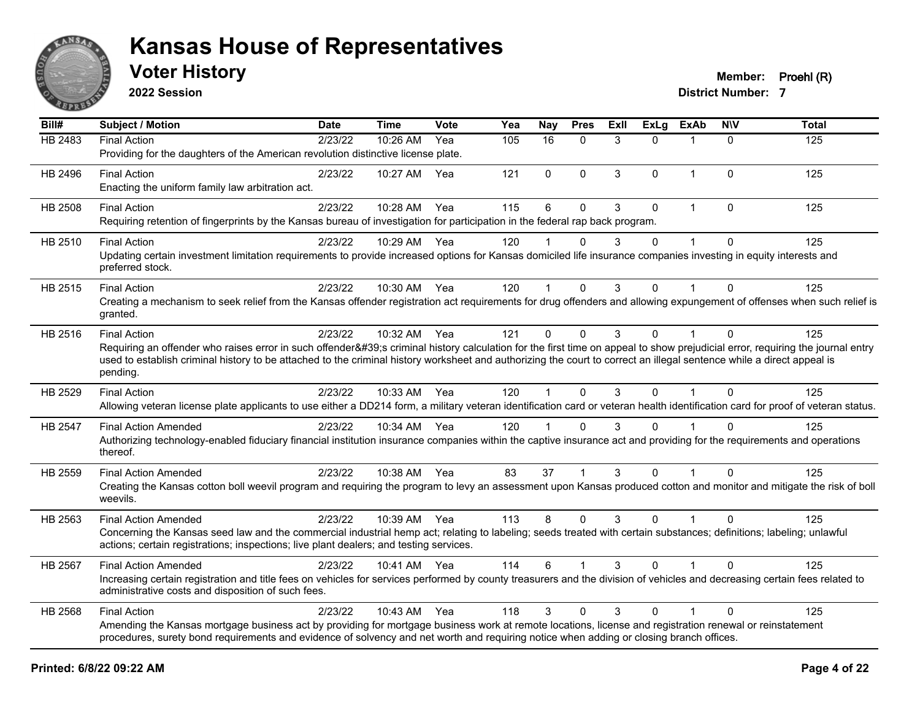# Kansas House of Representatives

## Voter History

**2022 Session**

**Member:** Proehl (R)
**District Number:** 7

| Bill# | Subject / Motion | Date | Time | Vote | Yea | Nay | Pres | ExII | ExLg | ExAb | N\V | Total |
|---|---|---|---|---|---|---|---|---|---|---|---|---|
| HB 2483 | Final Action | 2/23/22 | 10:26 AM | Yea | 105 | 16 | 0 | 3 | 0 | 1 | 0 | 125 |
| | Providing for the daughters of the American revolution distinctive license plate. | | | | | | | | | | | |
| HB 2496 | Final Action | 2/23/22 | 10:27 AM | Yea | 121 | 0 | 0 | 3 | 0 | 1 | 0 | 125 |
| | Enacting the uniform family law arbitration act. | | | | | | | | | | | |
| HB 2508 | Final Action | 2/23/22 | 10:28 AM | Yea | 115 | 6 | 0 | 3 | 0 | 1 | 0 | 125 |
| | Requiring retention of fingerprints by the Kansas bureau of investigation for participation in the federal rap back program. | | | | | | | | | | | |
| HB 2510 | Final Action | 2/23/22 | 10:29 AM | Yea | 120 | 1 | 0 | 3 | 0 | 1 | 0 | 125 |
| | Updating certain investment limitation requirements to provide increased options for Kansas domiciled life insurance companies investing in equity interests and preferred stock. | | | | | | | | | | | |
| HB 2515 | Final Action | 2/23/22 | 10:30 AM | Yea | 120 | 1 | 0 | 3 | 0 | 1 | 0 | 125 |
| | Creating a mechanism to seek relief from the Kansas offender registration act requirements for drug offenders and allowing expungement of offenses when such relief is granted. | | | | | | | | | | | |
| HB 2516 | Final Action | 2/23/22 | 10:32 AM | Yea | 121 | 0 | 0 | 3 | 0 | 1 | 0 | 125 |
| | Requiring an offender who raises error in such offender&#39;s criminal history calculation for the first time on appeal to show prejudicial error, requiring the journal entry used to establish criminal history to be attached to the criminal history worksheet and authorizing the court to correct an illegal sentence while a direct appeal is pending. | | | | | | | | | | | |
| HB 2529 | Final Action | 2/23/22 | 10:33 AM | Yea | 120 | 1 | 0 | 3 | 0 | 1 | 0 | 125 |
| | Allowing veteran license plate applicants to use either a DD214 form, a military veteran identification card or veteran health identification card for proof of veteran status. | | | | | | | | | | | |
| HB 2547 | Final Action Amended | 2/23/22 | 10:34 AM | Yea | 120 | 1 | 0 | 3 | 0 | 1 | 0 | 125 |
| | Authorizing technology-enabled fiduciary financial institution insurance companies within the captive insurance act and providing for the requirements and operations thereof. | | | | | | | | | | | |
| HB 2559 | Final Action Amended | 2/23/22 | 10:38 AM | Yea | 83 | 37 | 1 | 3 | 0 | 1 | 0 | 125 |
| | Creating the Kansas cotton boll weevil program and requiring the program to levy an assessment upon Kansas produced cotton and monitor and mitigate the risk of boll weevils. | | | | | | | | | | | |
| HB 2563 | Final Action Amended | 2/23/22 | 10:39 AM | Yea | 113 | 8 | 0 | 3 | 0 | 1 | 0 | 125 |
| | Concerning the Kansas seed law and the commercial industrial hemp act; relating to labeling; seeds treated with certain substances; definitions; labeling; unlawful actions; certain registrations; inspections; live plant dealers; and testing services. | | | | | | | | | | | |
| HB 2567 | Final Action Amended | 2/23/22 | 10:41 AM | Yea | 114 | 6 | 1 | 3 | 0 | 1 | 0 | 125 |
| | Increasing certain registration and title fees on vehicles for services performed by county treasurers and the division of vehicles and decreasing certain fees related to administrative costs and disposition of such fees. | | | | | | | | | | | |
| HB 2568 | Final Action | 2/23/22 | 10:43 AM | Yea | 118 | 3 | 0 | 3 | 0 | 1 | 0 | 125 |
| | Amending the Kansas mortgage business act by providing for mortgage business work at remote locations, license and registration renewal or reinstatement procedures, surety bond requirements and evidence of solvency and net worth and requiring notice when adding or closing branch offices. | | | | | | | | | | | |

**Printed: 6/8/22 09:22 AM**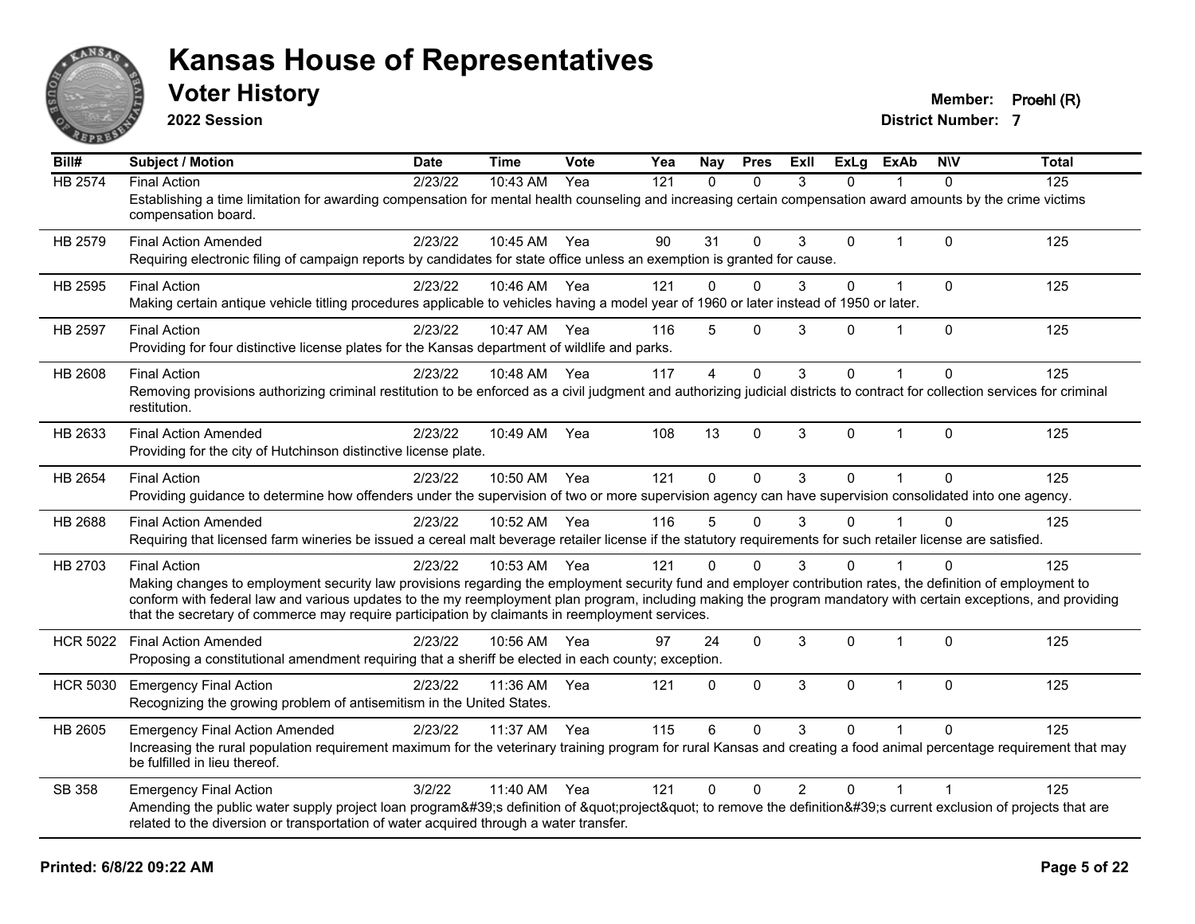# Kansas House of Representatives

## Voter History

**2022 Session**

**Member:** Proehl (R)
**District Number:** 7

| Bill# | Subject / Motion | Date | Time | Vote | Yea | Nay | Pres | ExII | ExLg | ExAb | N\V | Total |
|---|---|---|---|---|---|---|---|---|---|---|---|---|
| HB 2574 | Final Action | 2/23/22 | 10:43 AM | Yea | 121 | 0 | 0 | 3 | 0 | 1 | 0 | 125 |
| | Establishing a time limitation for awarding compensation for mental health counseling and increasing certain compensation award amounts by the crime victims compensation board. | | | | | | | | | | | |
| HB 2579 | Final Action Amended | 2/23/22 | 10:45 AM | Yea | 90 | 31 | 0 | 3 | 0 | 1 | 0 | 125 |
| | Requiring electronic filing of campaign reports by candidates for state office unless an exemption is granted for cause. | | | | | | | | | | | |
| HB 2595 | Final Action | 2/23/22 | 10:46 AM | Yea | 121 | 0 | 0 | 3 | 0 | 1 | 0 | 125 |
| | Making certain antique vehicle titling procedures applicable to vehicles having a model year of 1960 or later instead of 1950 or later. | | | | | | | | | | | |
| HB 2597 | Final Action | 2/23/22 | 10:47 AM | Yea | 116 | 5 | 0 | 3 | 0 | 1 | 0 | 125 |
| | Providing for four distinctive license plates for the Kansas department of wildlife and parks. | | | | | | | | | | | |
| HB 2608 | Final Action | 2/23/22 | 10:48 AM | Yea | 117 | 4 | 0 | 3 | 0 | 1 | 0 | 125 |
| | Removing provisions authorizing criminal restitution to be enforced as a civil judgment and authorizing judicial districts to contract for collection services for criminal restitution. | | | | | | | | | | | |
| HB 2633 | Final Action Amended | 2/23/22 | 10:49 AM | Yea | 108 | 13 | 0 | 3 | 0 | 1 | 0 | 125 |
| | Providing for the city of Hutchinson distinctive license plate. | | | | | | | | | | | |
| HB 2654 | Final Action | 2/23/22 | 10:50 AM | Yea | 121 | 0 | 0 | 3 | 0 | 1 | 0 | 125 |
| | Providing guidance to determine how offenders under the supervision of two or more supervision agency can have supervision consolidated into one agency. | | | | | | | | | | | |
| HB 2688 | Final Action Amended | 2/23/22 | 10:52 AM | Yea | 116 | 5 | 0 | 3 | 0 | 1 | 0 | 125 |
| | Requiring that licensed farm wineries be issued a cereal malt beverage retailer license if the statutory requirements for such retailer license are satisfied. | | | | | | | | | | | |
| HB 2703 | Final Action | 2/23/22 | 10:53 AM | Yea | 121 | 0 | 0 | 3 | 0 | 1 | 0 | 125 |
| | Making changes to employment security law provisions regarding the employment security fund and employer contribution rates, the definition of employment to conform with federal law and various updates to the my reemployment plan program, including making the program mandatory with certain exceptions, and providing that the secretary of commerce may require participation by claimants in reemployment services. | | | | | | | | | | | |
| HCR 5022 | Final Action Amended | 2/23/22 | 10:56 AM | Yea | 97 | 24 | 0 | 3 | 0 | 1 | 0 | 125 |
| | Proposing a constitutional amendment requiring that a sheriff be elected in each county; exception. | | | | | | | | | | | |
| HCR 5030 | Emergency Final Action | 2/23/22 | 11:36 AM | Yea | 121 | 0 | 0 | 3 | 0 | 1 | 0 | 125 |
| | Recognizing the growing problem of antisemitism in the United States. | | | | | | | | | | | |
| HB 2605 | Emergency Final Action Amended | 2/23/22 | 11:37 AM | Yea | 115 | 6 | 0 | 3 | 0 | 1 | 0 | 125 |
| | Increasing the rural population requirement maximum for the veterinary training program for rural Kansas and creating a food animal percentage requirement that may be fulfilled in lieu thereof. | | | | | | | | | | | |
| SB 358 | Emergency Final Action | 3/2/22 | 11:40 AM | Yea | 121 | 0 | 0 | 2 | 0 | 1 | 1 | 125 |
| | Amending the public water supply project loan program&#39;s definition of &quot;project&quot; to remove the definition&#39;s current exclusion of projects that are related to the diversion or transportation of water acquired through a water transfer. | | | | | | | | | | | |

**Printed: 6/8/22 09:22 AM**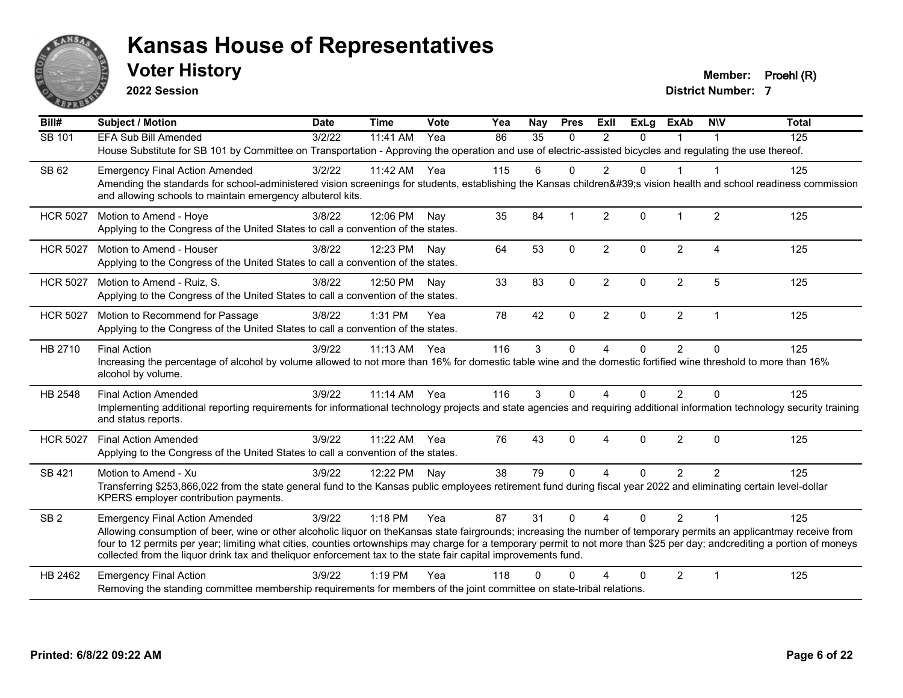# Kansas House of Representatives

## Voter History

**2022 Session**

**Member:** Proehl (R)
**District Number:** 7

| Bill# | Subject / Motion | Date | Time | Vote | Yea | Nay | Pres | ExII | ExLg | ExAb | N\V | Total |
|---|---|---|---|---|---|---|---|---|---|---|---|---|
| SB 101 | EFA Sub Bill Amended | 3/2/22 | 11:41 AM | Yea | 86 | 35 | 0 | 2 | 0 | 1 | 1 | 125 |
| | House Substitute for SB 101 by Committee on Transportation - Approving the operation and use of electric-assisted bicycles and regulating the use thereof. | | | | | | | | | | | |
| SB 62 | Emergency Final Action Amended | 3/2/22 | 11:42 AM | Yea | 115 | 6 | 0 | 2 | 0 | 1 | 1 | 125 |
| | Amending the standards for school-administered vision screenings for students, establishing the Kansas children&#39;s vision health and school readiness commission and allowing schools to maintain emergency albuterol kits. | | | | | | | | | | | |
| HCR 5027 | Motion to Amend - Hoye | 3/8/22 | 12:06 PM | Nay | 35 | 84 | 1 | 2 | 0 | 1 | 2 | 125 |
| | Applying to the Congress of the United States to call a convention of the states. | | | | | | | | | | | |
| HCR 5027 | Motion to Amend - Houser | 3/8/22 | 12:23 PM | Nay | 64 | 53 | 0 | 2 | 0 | 2 | 4 | 125 |
| | Applying to the Congress of the United States to call a convention of the states. | | | | | | | | | | | |
| HCR 5027 | Motion to Amend - Ruiz, S. | 3/8/22 | 12:50 PM | Nay | 33 | 83 | 0 | 2 | 0 | 2 | 5 | 125 |
| | Applying to the Congress of the United States to call a convention of the states. | | | | | | | | | | | |
| HCR 5027 | Motion to Recommend for Passage | 3/8/22 | 1:31 PM | Yea | 78 | 42 | 0 | 2 | 0 | 2 | 1 | 125 |
| | Applying to the Congress of the United States to call a convention of the states. | | | | | | | | | | | |
| HB 2710 | Final Action | 3/9/22 | 11:13 AM | Yea | 116 | 3 | 0 | 4 | 0 | 2 | 0 | 125 |
| | Increasing the percentage of alcohol by volume allowed to not more than 16% for domestic table wine and the domestic fortified wine threshold to more than 16% alcohol by volume. | | | | | | | | | | | |
| HB 2548 | Final Action Amended | 3/9/22 | 11:14 AM | Yea | 116 | 3 | 0 | 4 | 0 | 2 | 0 | 125 |
| | Implementing additional reporting requirements for informational technology projects and state agencies and requiring additional information technology security training and status reports. | | | | | | | | | | | |
| HCR 5027 | Final Action Amended | 3/9/22 | 11:22 AM | Yea | 76 | 43 | 0 | 4 | 0 | 2 | 0 | 125 |
| | Applying to the Congress of the United States to call a convention of the states. | | | | | | | | | | | |
| SB 421 | Motion to Amend - Xu | 3/9/22 | 12:22 PM | Nay | 38 | 79 | 0 | 4 | 0 | 2 | 2 | 125 |
| | Transferring $253,866,022 from the state general fund to the Kansas public employees retirement fund during fiscal year 2022 and eliminating certain level-dollar KPERS employer contribution payments. | | | | | | | | | | | |
| SB 2 | Emergency Final Action Amended | 3/9/22 | 1:18 PM | Yea | 87 | 31 | 0 | 4 | 0 | 2 | 1 | 125 |
| | Allowing consumption of beer, wine or other alcoholic liquor on theKansas state fairgrounds; increasing the number of temporary permits an applicantmay receive from four to 12 permits per year; limiting what cities, counties ortownships may charge for a temporary permit to not more than $25 per day; andcrediting a portion of moneys collected from the liquor drink tax and theliquor enforcement tax to the state fair capital improvements fund. | | | | | | | | | | | |
| HB 2462 | Emergency Final Action | 3/9/22 | 1:19 PM | Yea | 118 | 0 | 0 | 4 | 0 | 2 | 1 | 125 |
| | Removing the standing committee membership requirements for members of the joint committee on state-tribal relations. | | | | | | | | | | | |

Printed: 6/8/22 09:22 AM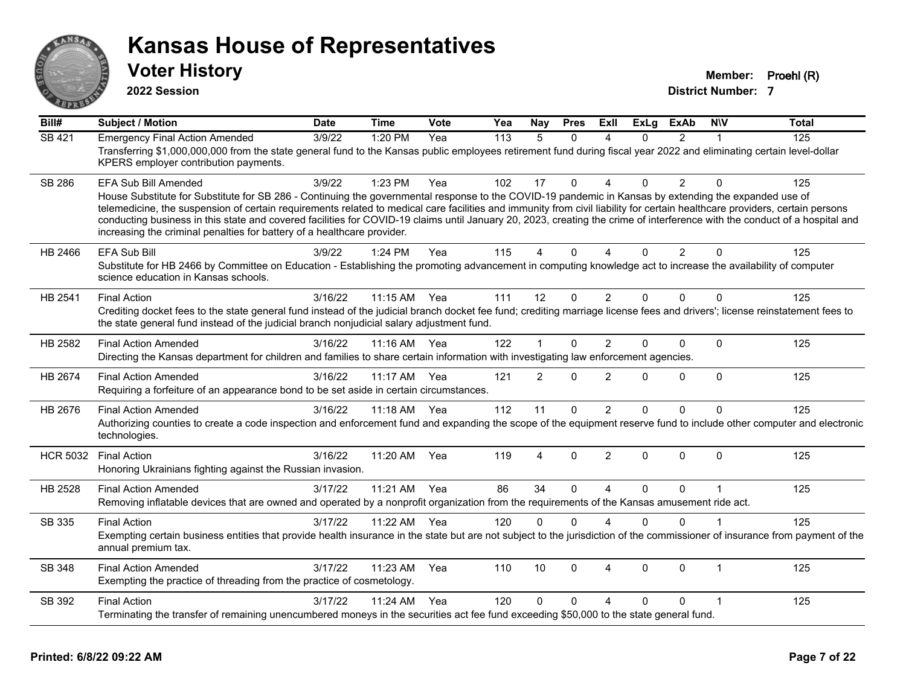# Kansas House of Representatives

## Voter History

**2022 Session**

**Member:** Proehl (R)
**District Number:** 7

| Bill# | Subject / Motion | Date | Time | Vote | Yea | Nay | Pres | ExII | ExLg | ExAb | N\V | Total |
|---|---|---|---|---|---|---|---|---|---|---|---|---|
| SB 421 | Emergency Final Action Amended | 3/9/22 | 1:20 PM | Yea | 113 | 5 | 0 | 4 | 0 | 2 | 1 | 125 |
| | Transferring $1,000,000,000 from the state general fund to the Kansas public employees retirement fund during fiscal year 2022 and eliminating certain level-dollar KPERS employer contribution payments. | | | | | | | | | | | |
| SB 286 | EFA Sub Bill Amended | 3/9/22 | 1:23 PM | Yea | 102 | 17 | 0 | 4 | 0 | 2 | 0 | 125 |
| | House Substitute for Substitute for SB 286 - Continuing the governmental response to the COVID-19 pandemic in Kansas by extending the expanded use of telemedicine, the suspension of certain requirements related to medical care facilities and immunity from civil liability for certain healthcare providers, certain persons conducting business in this state and covered facilities for COVID-19 claims until January 20, 2023, creating the crime of interference with the conduct of a hospital and increasing the criminal penalties for battery of a healthcare provider. | | | | | | | | | | | |
| HB 2466 | EFA Sub Bill | 3/9/22 | 1:24 PM | Yea | 115 | 4 | 0 | 4 | 0 | 2 | 0 | 125 |
| | Substitute for HB 2466 by Committee on Education - Establishing the promoting advancement in computing knowledge act to increase the availability of computer science education in Kansas schools. | | | | | | | | | | | |
| HB 2541 | Final Action | 3/16/22 | 11:15 AM | Yea | 111 | 12 | 0 | 2 | 0 | 0 | 0 | 125 |
| | Crediting docket fees to the state general fund instead of the judicial branch docket fee fund; crediting marriage license fees and drivers'; license reinstatement fees to the state general fund instead of the judicial branch nonjudicial salary adjustment fund. | | | | | | | | | | | |
| HB 2582 | Final Action Amended | 3/16/22 | 11:16 AM | Yea | 122 | 1 | 0 | 2 | 0 | 0 | 0 | 125 |
| | Directing the Kansas department for children and families to share certain information with investigating law enforcement agencies. | | | | | | | | | | | |
| HB 2674 | Final Action Amended | 3/16/22 | 11:17 AM | Yea | 121 | 2 | 0 | 2 | 0 | 0 | 0 | 125 |
| | Requiring a forfeiture of an appearance bond to be set aside in certain circumstances. | | | | | | | | | | | |
| HB 2676 | Final Action Amended | 3/16/22 | 11:18 AM | Yea | 112 | 11 | 0 | 2 | 0 | 0 | 0 | 125 |
| | Authorizing counties to create a code inspection and enforcement fund and expanding the scope of the equipment reserve fund to include other computer and electronic technologies. | | | | | | | | | | | |
| HCR 5032 | Final Action | 3/16/22 | 11:20 AM | Yea | 119 | 4 | 0 | 2 | 0 | 0 | 0 | 125 |
| | Honoring Ukrainians fighting against the Russian invasion. | | | | | | | | | | | |
| HB 2528 | Final Action Amended | 3/17/22 | 11:21 AM | Yea | 86 | 34 | 0 | 4 | 0 | 0 | 1 | 125 |
| | Removing inflatable devices that are owned and operated by a nonprofit organization from the requirements of the Kansas amusement ride act. | | | | | | | | | | | |
| SB 335 | Final Action | 3/17/22 | 11:22 AM | Yea | 120 | 0 | 0 | 4 | 0 | 0 | 1 | 125 |
| | Exempting certain business entities that provide health insurance in the state but are not subject to the jurisdiction of the commissioner of insurance from payment of the annual premium tax. | | | | | | | | | | | |
| SB 348 | Final Action Amended | 3/17/22 | 11:23 AM | Yea | 110 | 10 | 0 | 4 | 0 | 0 | 1 | 125 |
| | Exempting the practice of threading from the practice of cosmetology. | | | | | | | | | | | |
| SB 392 | Final Action | 3/17/22 | 11:24 AM | Yea | 120 | 0 | 0 | 4 | 0 | 0 | 1 | 125 |
| | Terminating the transfer of remaining unencumbered moneys in the securities act fee fund exceeding $50,000 to the state general fund. | | | | | | | | | | | |

**Printed: 6/8/22 09:22 AM**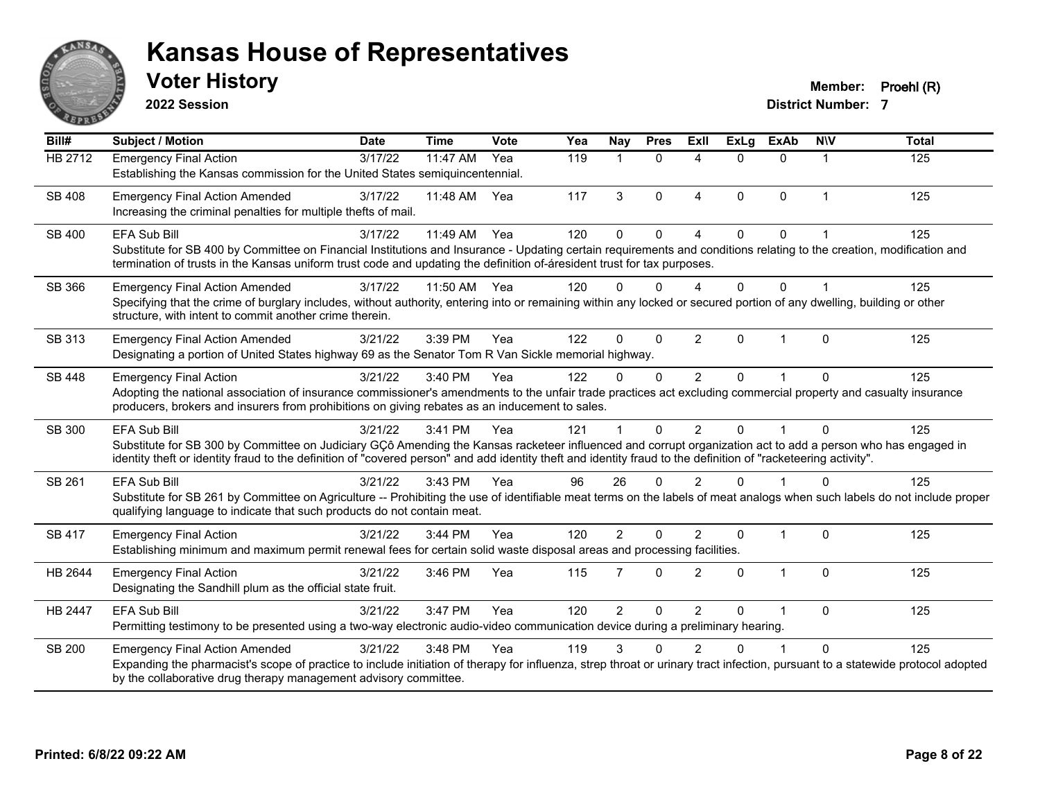# Kansas House of Representatives

## Voter History

**2022 Session**

**Member:** Proehl (R)

**District Number:** 7

| Bill# | Subject / Motion | Date | Time | Vote | Yea | Nay | Pres | ExII | ExLg | ExAb | N\V | Total |
|---|---|---|---|---|---|---|---|---|---|---|---|---|
| HB 2712 | Emergency Final Action<br>Establishing the Kansas commission for the United States semiquincentennial. | 3/17/22 | 11:47 AM | Yea | 119 | 1 | 0 | 4 | 0 | 0 | 1 | 125 |
| SB 408 | Emergency Final Action Amended<br>Increasing the criminal penalties for multiple thefts of mail. | 3/17/22 | 11:48 AM | Yea | 117 | 3 | 0 | 4 | 0 | 0 | 1 | 125 |
| SB 400 | EFA Sub Bill<br>Substitute for SB 400 by Committee on Financial Institutions and Insurance - Updating certain requirements and conditions relating to the creation, modification and termination of trusts in the Kansas uniform trust code and updating the definition of-áresident trust for tax purposes. | 3/17/22 | 11:49 AM | Yea | 120 | 0 | 0 | 4 | 0 | 0 | 1 | 125 |
| SB 366 | Emergency Final Action Amended<br>Specifying that the crime of burglary includes, without authority, entering into or remaining within any locked or secured portion of any dwelling, building or other structure, with intent to commit another crime therein. | 3/17/22 | 11:50 AM | Yea | 120 | 0 | 0 | 4 | 0 | 0 | 1 | 125 |
| SB 313 | Emergency Final Action Amended<br>Designating a portion of United States highway 69 as the Senator Tom R Van Sickle memorial highway. | 3/21/22 | 3:39 PM | Yea | 122 | 0 | 0 | 2 | 0 | 1 | 0 | 125 |
| SB 448 | Emergency Final Action<br>Adopting the national association of insurance commissioner's amendments to the unfair trade practices act excluding commercial property and casualty insurance producers, brokers and insurers from prohibitions on giving rebates as an inducement to sales. | 3/21/22 | 3:40 PM | Yea | 122 | 0 | 0 | 2 | 0 | 1 | 0 | 125 |
| SB 300 | EFA Sub Bill<br>Substitute for SB 300 by Committee on Judiciary GÇô Amending the Kansas racketeer influenced and corrupt organization act to add a person who has engaged in identity theft or identity fraud to the definition of "covered person" and add identity theft and identity fraud to the definition of "racketeering activity". | 3/21/22 | 3:41 PM | Yea | 121 | 1 | 0 | 2 | 0 | 1 | 0 | 125 |
| SB 261 | EFA Sub Bill<br>Substitute for SB 261 by Committee on Agriculture -- Prohibiting the use of identifiable meat terms on the labels of meat analogs when such labels do not include proper qualifying language to indicate that such products do not contain meat. | 3/21/22 | 3:43 PM | Yea | 96 | 26 | 0 | 2 | 0 | 1 | 0 | 125 |
| SB 417 | Emergency Final Action<br>Establishing minimum and maximum permit renewal fees for certain solid waste disposal areas and processing facilities. | 3/21/22 | 3:44 PM | Yea | 120 | 2 | 0 | 2 | 0 | 1 | 0 | 125 |
| HB 2644 | Emergency Final Action<br>Designating the Sandhill plum as the official state fruit. | 3/21/22 | 3:46 PM | Yea | 115 | 7 | 0 | 2 | 0 | 1 | 0 | 125 |
| HB 2447 | EFA Sub Bill<br>Permitting testimony to be presented using a two-way electronic audio-video communication device during a preliminary hearing. | 3/21/22 | 3:47 PM | Yea | 120 | 2 | 0 | 2 | 0 | 1 | 0 | 125 |
| SB 200 | Emergency Final Action Amended<br>Expanding the pharmacist's scope of practice to include initiation of therapy for influenza, strep throat or urinary tract infection, pursuant to a statewide protocol adopted by the collaborative drug therapy management advisory committee. | 3/21/22 | 3:48 PM | Yea | 119 | 3 | 0 | 2 | 0 | 1 | 0 | 125 |

**Printed: 6/8/22 09:22 AM**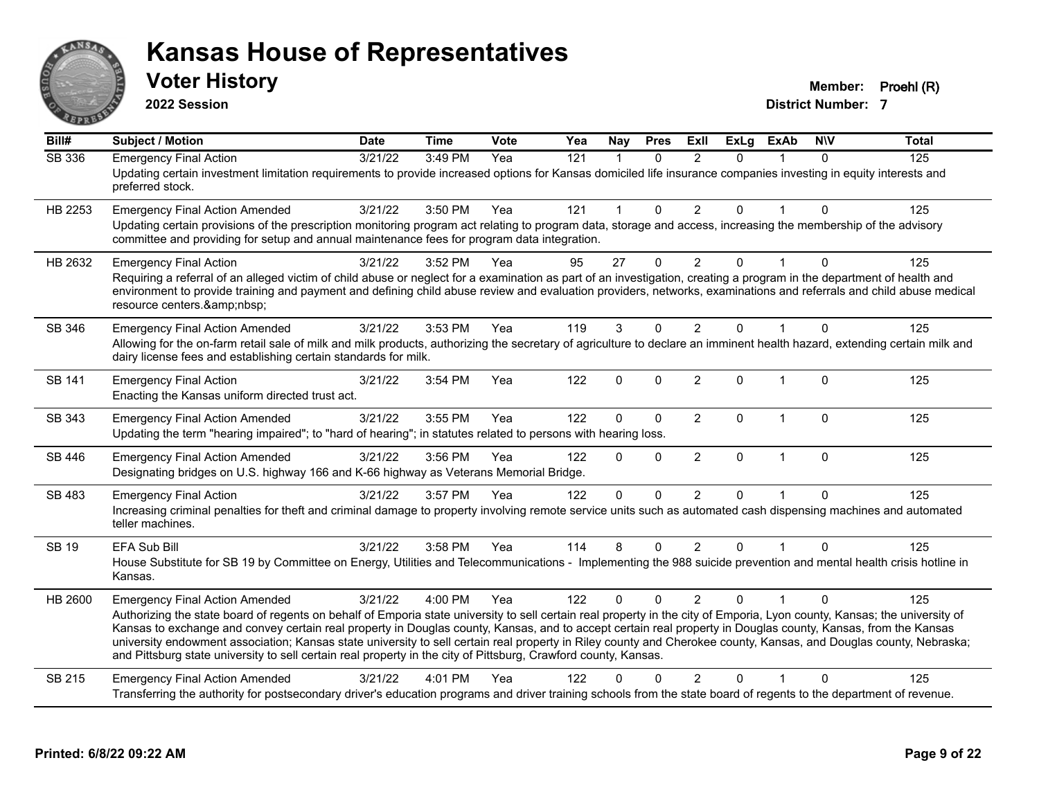# Kansas House of Representatives

## Voter History

**2022 Session**

**Member:** Proehl (R)
**District Number:** 7

| Bill# | Subject / Motion | Date | Time | Vote | Yea | Nay | Pres | ExII | ExLg | ExAb | N\V | Total |
|---|---|---|---|---|---|---|---|---|---|---|---|---|
| SB 336 | Emergency Final Action | 3/21/22 | 3:49 PM | Yea | 121 | 1 | 0 | 2 | 0 | 1 | 0 | 125 |
| | Updating certain investment limitation requirements to provide increased options for Kansas domiciled life insurance companies investing in equity interests and preferred stock. | | | | | | | | | | | |
| HB 2253 | Emergency Final Action Amended | 3/21/22 | 3:50 PM | Yea | 121 | 1 | 0 | 2 | 0 | 1 | 0 | 125 |
| | Updating certain provisions of the prescription monitoring program act relating to program data, storage and access, increasing the membership of the advisory committee and providing for setup and annual maintenance fees for program data integration. | | | | | | | | | | | |
| HB 2632 | Emergency Final Action | 3/21/22 | 3:52 PM | Yea | 95 | 27 | 0 | 2 | 0 | 1 | 0 | 125 |
| | Requiring a referral of an alleged victim of child abuse or neglect for a examination as part of an investigation, creating a program in the department of health and environment to provide training and payment and defining child abuse review and evaluation providers, networks, examinations and referrals and child abuse medical resource centers.&amp;nbsp; | | | | | | | | | | | |
| SB 346 | Emergency Final Action Amended | 3/21/22 | 3:53 PM | Yea | 119 | 3 | 0 | 2 | 0 | 1 | 0 | 125 |
| | Allowing for the on-farm retail sale of milk and milk products, authorizing the secretary of agriculture to declare an imminent health hazard, extending certain milk and dairy license fees and establishing certain standards for milk. | | | | | | | | | | | |
| SB 141 | Emergency Final Action | 3/21/22 | 3:54 PM | Yea | 122 | 0 | 0 | 2 | 0 | 1 | 0 | 125 |
| | Enacting the Kansas uniform directed trust act. | | | | | | | | | | | |
| SB 343 | Emergency Final Action Amended | 3/21/22 | 3:55 PM | Yea | 122 | 0 | 0 | 2 | 0 | 1 | 0 | 125 |
| | Updating the term "hearing impaired"; to "hard of hearing"; in statutes related to persons with hearing loss. | | | | | | | | | | | |
| SB 446 | Emergency Final Action Amended | 3/21/22 | 3:56 PM | Yea | 122 | 0 | 0 | 2 | 0 | 1 | 0 | 125 |
| | Designating bridges on U.S. highway 166 and K-66 highway as Veterans Memorial Bridge. | | | | | | | | | | | |
| SB 483 | Emergency Final Action | 3/21/22 | 3:57 PM | Yea | 122 | 0 | 0 | 2 | 0 | 1 | 0 | 125 |
| | Increasing criminal penalties for theft and criminal damage to property involving remote service units such as automated cash dispensing machines and automated teller machines. | | | | | | | | | | | |
| SB 19 | EFA Sub Bill | 3/21/22 | 3:58 PM | Yea | 114 | 8 | 0 | 2 | 0 | 1 | 0 | 125 |
| | House Substitute for SB 19 by Committee on Energy, Utilities and Telecommunications - Implementing the 988 suicide prevention and mental health crisis hotline in Kansas. | | | | | | | | | | | |
| HB 2600 | Emergency Final Action Amended | 3/21/22 | 4:00 PM | Yea | 122 | 0 | 0 | 2 | 0 | 1 | 0 | 125 |
| | Authorizing the state board of regents on behalf of Emporia state university to sell certain real property in the city of Emporia, Lyon county, Kansas; the university of Kansas to exchange and convey certain real property in Douglas county, Kansas, and to accept certain real property in Douglas county, Kansas, from the Kansas university endowment association; Kansas state university to sell certain real property in Riley county and Cherokee county, Kansas, and Douglas county, Nebraska; and Pittsburg state university to sell certain real property in the city of Pittsburg, Crawford county, Kansas. | | | | | | | | | | | |
| SB 215 | Emergency Final Action Amended | 3/21/22 | 4:01 PM | Yea | 122 | 0 | 0 | 2 | 0 | 1 | 0 | 125 |
| | Transferring the authority for postsecondary driver's education programs and driver training schools from the state board of regents to the department of revenue. | | | | | | | | | | | |

**Printed: 6/8/22 09:22 AM**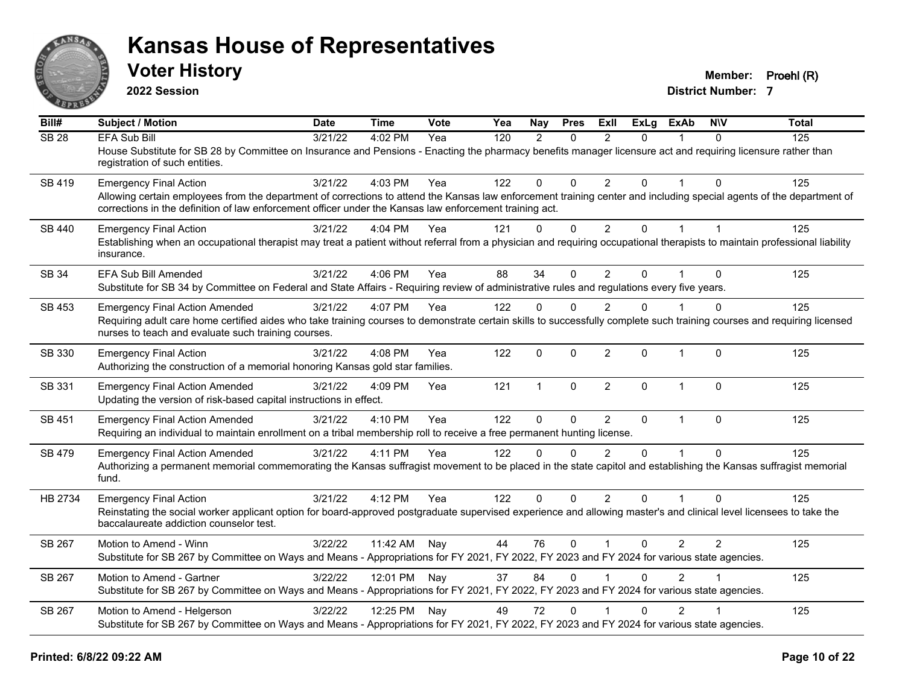# Kansas House of Representatives

## Voter History

**2022 Session**

**Member:** Proehl (R)
**District Number:** 7

| Bill# | Subject / Motion | Date | Time | Vote | Yea | Nay | Pres | ExII | ExLg | ExAb | N\V | Total |
|---|---|---|---|---|---|---|---|---|---|---|---|---|
| SB 28 | EFA Sub Bill | 3/21/22 | 4:02 PM | Yea | 120 | 2 | 0 | 2 | 0 | 1 | 0 | 125 |
| | House Substitute for SB 28 by Committee on Insurance and Pensions - Enacting the pharmacy benefits manager licensure act and requiring licensure rather than registration of such entities. | | | | | | | | | | | |
| SB 419 | Emergency Final Action | 3/21/22 | 4:03 PM | Yea | 122 | 0 | 0 | 2 | 0 | 1 | 0 | 125 |
| | Allowing certain employees from the department of corrections to attend the Kansas law enforcement training center and including special agents of the department of corrections in the definition of law enforcement officer under the Kansas law enforcement training act. | | | | | | | | | | | |
| SB 440 | Emergency Final Action | 3/21/22 | 4:04 PM | Yea | 121 | 0 | 0 | 2 | 0 | 1 | 1 | 125 |
| | Establishing when an occupational therapist may treat a patient without referral from a physician and requiring occupational therapists to maintain professional liability insurance. | | | | | | | | | | | |
| SB 34 | EFA Sub Bill Amended | 3/21/22 | 4:06 PM | Yea | 88 | 34 | 0 | 2 | 0 | 1 | 0 | 125 |
| | Substitute for SB 34 by Committee on Federal and State Affairs - Requiring review of administrative rules and regulations every five years. | | | | | | | | | | | |
| SB 453 | Emergency Final Action Amended | 3/21/22 | 4:07 PM | Yea | 122 | 0 | 0 | 2 | 0 | 1 | 0 | 125 |
| | Requiring adult care home certified aides who take training courses to demonstrate certain skills to successfully complete such training courses and requiring licensed nurses to teach and evaluate such training courses. | | | | | | | | | | | |
| SB 330 | Emergency Final Action | 3/21/22 | 4:08 PM | Yea | 122 | 0 | 0 | 2 | 0 | 1 | 0 | 125 |
| | Authorizing the construction of a memorial honoring Kansas gold star families. | | | | | | | | | | | |
| SB 331 | Emergency Final Action Amended | 3/21/22 | 4:09 PM | Yea | 121 | 1 | 0 | 2 | 0 | 1 | 0 | 125 |
| | Updating the version of risk-based capital instructions in effect. | | | | | | | | | | | |
| SB 451 | Emergency Final Action Amended | 3/21/22 | 4:10 PM | Yea | 122 | 0 | 0 | 2 | 0 | 1 | 0 | 125 |
| | Requiring an individual to maintain enrollment on a tribal membership roll to receive a free permanent hunting license. | | | | | | | | | | | |
| SB 479 | Emergency Final Action Amended | 3/21/22 | 4:11 PM | Yea | 122 | 0 | 0 | 2 | 0 | 1 | 0 | 125 |
| | Authorizing a permanent memorial commemorating the Kansas suffragist movement to be placed in the state capitol and establishing the Kansas suffragist memorial fund. | | | | | | | | | | | |
| HB 2734 | Emergency Final Action | 3/21/22 | 4:12 PM | Yea | 122 | 0 | 0 | 2 | 0 | 1 | 0 | 125 |
| | Reinstating the social worker applicant option for board-approved postgraduate supervised experience and allowing master's and clinical level licensees to take the baccalaureate addiction counselor test. | | | | | | | | | | | |
| SB 267 | Motion to Amend - Winn | 3/22/22 | 11:42 AM | Nay | 44 | 76 | 0 | 1 | 0 | 2 | 2 | 125 |
| | Substitute for SB 267 by Committee on Ways and Means - Appropriations for FY 2021, FY 2022, FY 2023 and FY 2024 for various state agencies. | | | | | | | | | | | |
| SB 267 | Motion to Amend - Gartner | 3/22/22 | 12:01 PM | Nay | 37 | 84 | 0 | 1 | 0 | 2 | 1 | 125 |
| | Substitute for SB 267 by Committee on Ways and Means - Appropriations for FY 2021, FY 2022, FY 2023 and FY 2024 for various state agencies. | | | | | | | | | | | |
| SB 267 | Motion to Amend - Helgerson | 3/22/22 | 12:25 PM | Nay | 49 | 72 | 0 | 1 | 0 | 2 | 1 | 125 |
| | Substitute for SB 267 by Committee on Ways and Means - Appropriations for FY 2021, FY 2022, FY 2023 and FY 2024 for various state agencies. | | | | | | | | | | | |

**Printed: 6/8/22 09:22 AM**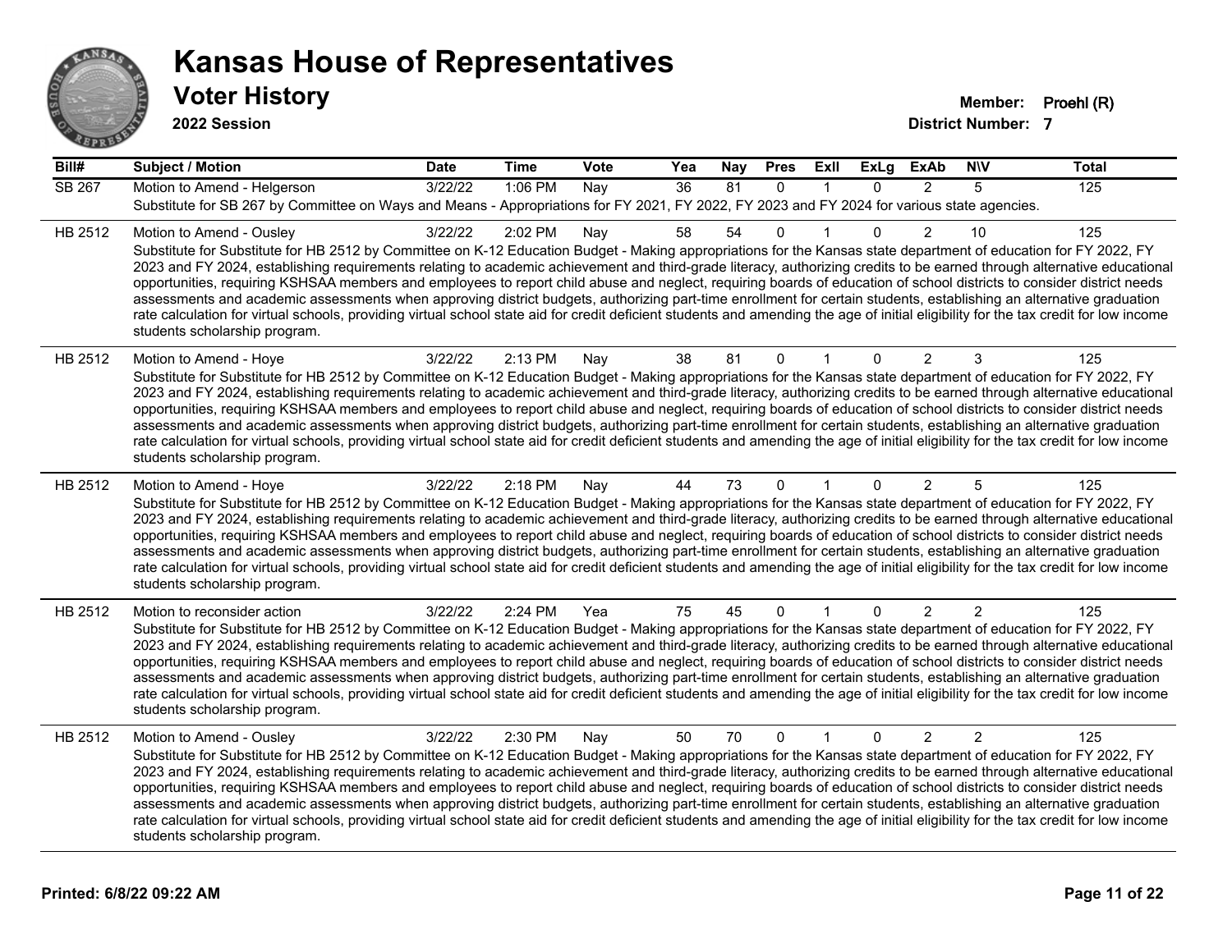# Kansas House of Representatives

## Voter History

**2022 Session**

**Member:** Proehl (R)
**District Number:** 7

| Bill# | Subject / Motion | Date | Time | Vote | Yea | Nay | Pres | ExII | ExLg | ExAb | N\V | Total |
|---|---|---|---|---|---|---|---|---|---|---|---|---|
| SB 267 | Motion to Amend - Helgerson | 3/22/22 | 1:06 PM | Nay | 36 | 81 | 0 | 1 | 0 | 2 | 5 | 125 |
| | Substitute for SB 267 by Committee on Ways and Means - Appropriations for FY 2021, FY 2022, FY 2023 and FY 2024 for various state agencies. | | | | | | | | | | | |
| HB 2512 | Motion to Amend - Ousley | 3/22/22 | 2:02 PM | Nay | 58 | 54 | 0 | 1 | 0 | 2 | 10 | 125 |
| | Substitute for Substitute for HB 2512 by Committee on K-12 Education Budget - Making appropriations for the Kansas state department of education for FY 2022, FY 2023 and FY 2024, establishing requirements relating to academic achievement and third-grade literacy, authorizing credits to be earned through alternative educational opportunities, requiring KSHSAA members and employees to report child abuse and neglect, requiring boards of education of school districts to consider district needs assessments and academic assessments when approving district budgets, authorizing part-time enrollment for certain students, establishing an alternative graduation rate calculation for virtual schools, providing virtual school state aid for credit deficient students and amending the age of initial eligibility for the tax credit for low income students scholarship program. | | | | | | | | | | | |
| HB 2512 | Motion to Amend - Hoye | 3/22/22 | 2:13 PM | Nay | 38 | 81 | 0 | 1 | 0 | 2 | 3 | 125 |
| | Substitute for Substitute for HB 2512 by Committee on K-12 Education Budget - Making appropriations for the Kansas state department of education for FY 2022, FY 2023 and FY 2024, establishing requirements relating to academic achievement and third-grade literacy, authorizing credits to be earned through alternative educational opportunities, requiring KSHSAA members and employees to report child abuse and neglect, requiring boards of education of school districts to consider district needs assessments and academic assessments when approving district budgets, authorizing part-time enrollment for certain students, establishing an alternative graduation rate calculation for virtual schools, providing virtual school state aid for credit deficient students and amending the age of initial eligibility for the tax credit for low income students scholarship program. | | | | | | | | | | | |
| HB 2512 | Motion to Amend - Hoye | 3/22/22 | 2:18 PM | Nay | 44 | 73 | 0 | 1 | 0 | 2 | 5 | 125 |
| | Substitute for Substitute for HB 2512 by Committee on K-12 Education Budget - Making appropriations for the Kansas state department of education for FY 2022, FY 2023 and FY 2024, establishing requirements relating to academic achievement and third-grade literacy, authorizing credits to be earned through alternative educational opportunities, requiring KSHSAA members and employees to report child abuse and neglect, requiring boards of education of school districts to consider district needs assessments and academic assessments when approving district budgets, authorizing part-time enrollment for certain students, establishing an alternative graduation rate calculation for virtual schools, providing virtual school state aid for credit deficient students and amending the age of initial eligibility for the tax credit for low income students scholarship program. | | | | | | | | | | | |
| HB 2512 | Motion to reconsider action | 3/22/22 | 2:24 PM | Yea | 75 | 45 | 0 | 1 | 0 | 2 | 2 | 125 |
| | Substitute for Substitute for HB 2512 by Committee on K-12 Education Budget - Making appropriations for the Kansas state department of education for FY 2022, FY 2023 and FY 2024, establishing requirements relating to academic achievement and third-grade literacy, authorizing credits to be earned through alternative educational opportunities, requiring KSHSAA members and employees to report child abuse and neglect, requiring boards of education of school districts to consider district needs assessments and academic assessments when approving district budgets, authorizing part-time enrollment for certain students, establishing an alternative graduation rate calculation for virtual schools, providing virtual school state aid for credit deficient students and amending the age of initial eligibility for the tax credit for low income students scholarship program. | | | | | | | | | | | |
| HB 2512 | Motion to Amend - Ousley | 3/22/22 | 2:30 PM | Nay | 50 | 70 | 0 | 1 | 0 | 2 | 2 | 125 |
| | Substitute for Substitute for HB 2512 by Committee on K-12 Education Budget - Making appropriations for the Kansas state department of education for FY 2022, FY 2023 and FY 2024, establishing requirements relating to academic achievement and third-grade literacy, authorizing credits to be earned through alternative educational opportunities, requiring KSHSAA members and employees to report child abuse and neglect, requiring boards of education of school districts to consider district needs assessments and academic assessments when approving district budgets, authorizing part-time enrollment for certain students, establishing an alternative graduation rate calculation for virtual schools, providing virtual school state aid for credit deficient students and amending the age of initial eligibility for the tax credit for low income students scholarship program. | | | | | | | | | | | |

**Printed: 6/8/22 09:22 AM**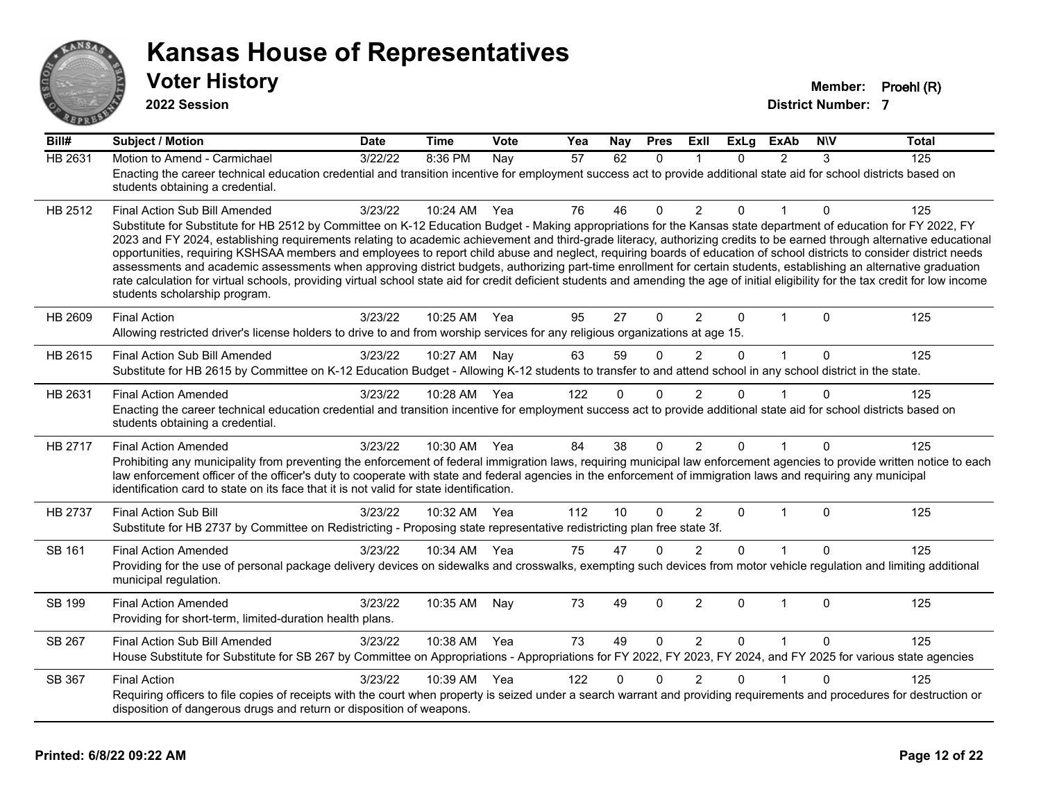# Kansas House of Representatives

## Voter History

**2022 Session**

**Member:** Proehl (R)
**District Number:** 7

| Bill# | Subject / Motion | Date | Time | Vote | Yea | Nay | Pres | ExII | ExLg | ExAb | N\V | Total |
|---|---|---|---|---|---|---|---|---|---|---|---|---|
| HB 2631 | Motion to Amend - Carmichael | 3/22/22 | 8:36 PM | Nay | 57 | 62 | 0 | 1 | 0 | 2 | 3 | 125 |
| | Enacting the career technical education credential and transition incentive for employment success act to provide additional state aid for school districts based on students obtaining a credential. | | | | | | | | | | | |
| HB 2512 | Final Action Sub Bill Amended | 3/23/22 | 10:24 AM | Yea | 76 | 46 | 0 | 2 | 0 | 1 | 0 | 125 |
| | Substitute for Substitute for HB 2512 by Committee on K-12 Education Budget - Making appropriations for the Kansas state department of education for FY 2022, FY 2023 and FY 2024, establishing requirements relating to academic achievement and third-grade literacy, authorizing credits to be earned through alternative educational opportunities, requiring KSHSAA members and employees to report child abuse and neglect, requiring boards of education of school districts to consider district needs assessments and academic assessments when approving district budgets, authorizing part-time enrollment for certain students, establishing an alternative graduation rate calculation for virtual schools, providing virtual school state aid for credit deficient students and amending the age of initial eligibility for the tax credit for low income students scholarship program. | | | | | | | | | | | |
| HB 2609 | Final Action | 3/23/22 | 10:25 AM | Yea | 95 | 27 | 0 | 2 | 0 | 1 | 0 | 125 |
| | Allowing restricted driver's license holders to drive to and from worship services for any religious organizations at age 15. | | | | | | | | | | | |
| HB 2615 | Final Action Sub Bill Amended | 3/23/22 | 10:27 AM | Nay | 63 | 59 | 0 | 2 | 0 | 1 | 0 | 125 |
| | Substitute for HB 2615 by Committee on K-12 Education Budget - Allowing K-12 students to transfer to and attend school in any school district in the state. | | | | | | | | | | | |
| HB 2631 | Final Action Amended | 3/23/22 | 10:28 AM | Yea | 122 | 0 | 0 | 2 | 0 | 1 | 0 | 125 |
| | Enacting the career technical education credential and transition incentive for employment success act to provide additional state aid for school districts based on students obtaining a credential. | | | | | | | | | | | |
| HB 2717 | Final Action Amended | 3/23/22 | 10:30 AM | Yea | 84 | 38 | 0 | 2 | 0 | 1 | 0 | 125 |
| | Prohibiting any municipality from preventing the enforcement of federal immigration laws, requiring municipal law enforcement agencies to provide written notice to each law enforcement officer of the officer's duty to cooperate with state and federal agencies in the enforcement of immigration laws and requiring any municipal identification card to state on its face that it is not valid for state identification. | | | | | | | | | | | |
| HB 2737 | Final Action Sub Bill | 3/23/22 | 10:32 AM | Yea | 112 | 10 | 0 | 2 | 0 | 1 | 0 | 125 |
| | Substitute for HB 2737 by Committee on Redistricting - Proposing state representative redistricting plan free state 3f. | | | | | | | | | | | |
| SB 161 | Final Action Amended | 3/23/22 | 10:34 AM | Yea | 75 | 47 | 0 | 2 | 0 | 1 | 0 | 125 |
| | Providing for the use of personal package delivery devices on sidewalks and crosswalks, exempting such devices from motor vehicle regulation and limiting additional municipal regulation. | | | | | | | | | | | |
| SB 199 | Final Action Amended | 3/23/22 | 10:35 AM | Nay | 73 | 49 | 0 | 2 | 0 | 1 | 0 | 125 |
| | Providing for short-term, limited-duration health plans. | | | | | | | | | | | |
| SB 267 | Final Action Sub Bill Amended | 3/23/22 | 10:38 AM | Yea | 73 | 49 | 0 | 2 | 0 | 1 | 0 | 125 |
| | House Substitute for Substitute for SB 267 by Committee on Appropriations - Appropriations for FY 2022, FY 2023, FY 2024, and FY 2025 for various state agencies | | | | | | | | | | | |
| SB 367 | Final Action | 3/23/22 | 10:39 AM | Yea | 122 | 0 | 0 | 2 | 0 | 1 | 0 | 125 |
| | Requiring officers to file copies of receipts with the court when property is seized under a search warrant and providing requirements and procedures for destruction or disposition of dangerous drugs and return or disposition of weapons. | | | | | | | | | | | |

**Printed: 6/8/22 09:22 AM**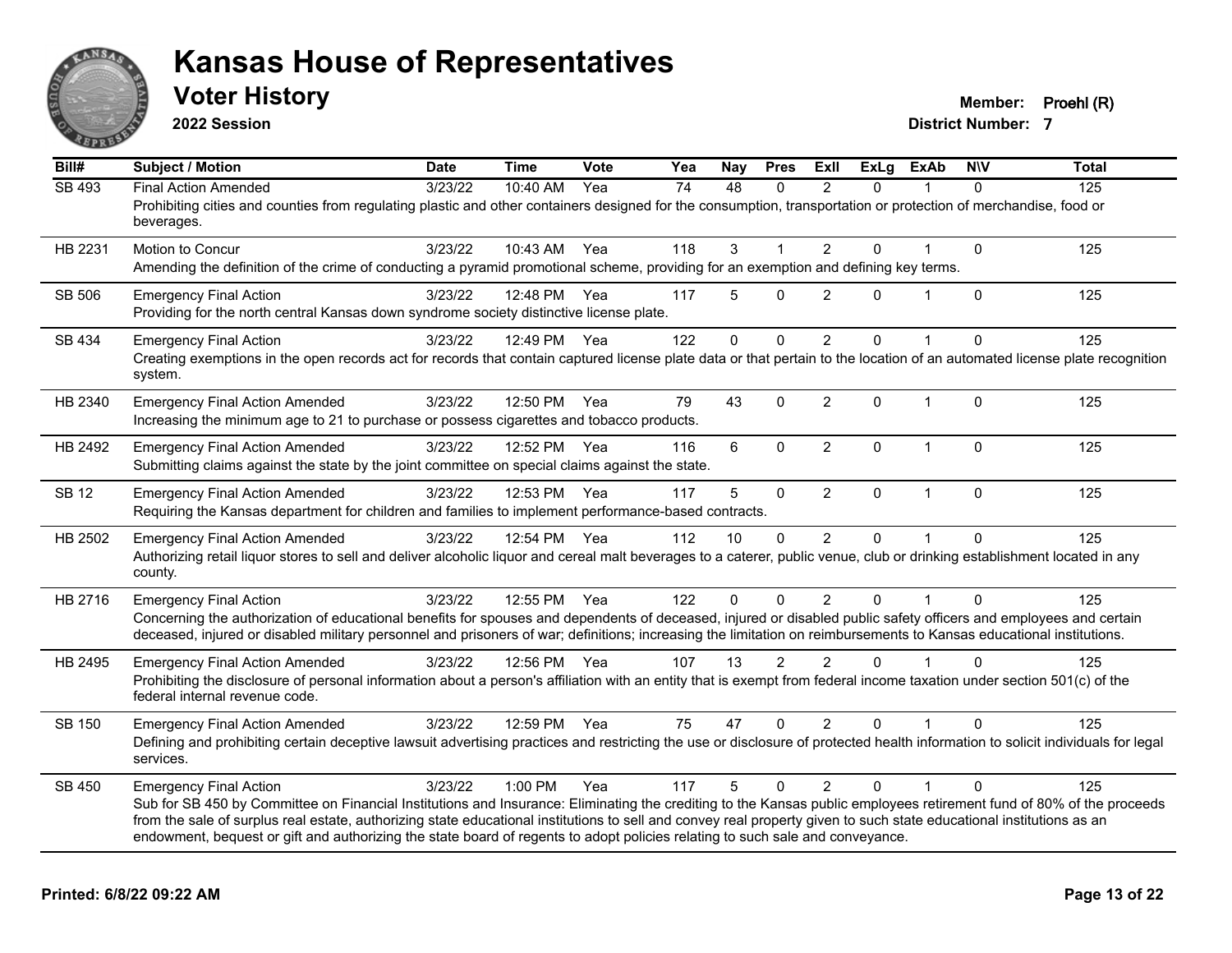# Kansas House of Representatives

## Voter History

**2022 Session**

**Member:** Proehl (R)

**District Number:** 7

| Bill# | Subject / Motion | Date | Time | Vote | Yea | Nay | Pres | ExII | ExLg | ExAb | N\V | Total |
|---|---|---|---|---|---|---|---|---|---|---|---|---|
| SB 493 | Final Action Amended | 3/23/22 | 10:40 AM | Yea | 74 | 48 | 0 | 2 | 0 | 1 | 0 | 125 |
| | Prohibiting cities and counties from regulating plastic and other containers designed for the consumption, transportation or protection of merchandise, food or beverages. | | | | | | | | | | | |
| HB 2231 | Motion to Concur | 3/23/22 | 10:43 AM | Yea | 118 | 3 | 1 | 2 | 0 | 1 | 0 | 125 |
| | Amending the definition of the crime of conducting a pyramid promotional scheme, providing for an exemption and defining key terms. | | | | | | | | | | | |
| SB 506 | Emergency Final Action | 3/23/22 | 12:48 PM | Yea | 117 | 5 | 0 | 2 | 0 | 1 | 0 | 125 |
| | Providing for the north central Kansas down syndrome society distinctive license plate. | | | | | | | | | | | |
| SB 434 | Emergency Final Action | 3/23/22 | 12:49 PM | Yea | 122 | 0 | 0 | 2 | 0 | 1 | 0 | 125 |
| | Creating exemptions in the open records act for records that contain captured license plate data or that pertain to the location of an automated license plate recognition system. | | | | | | | | | | | |
| HB 2340 | Emergency Final Action Amended | 3/23/22 | 12:50 PM | Yea | 79 | 43 | 0 | 2 | 0 | 1 | 0 | 125 |
| | Increasing the minimum age to 21 to purchase or possess cigarettes and tobacco products. | | | | | | | | | | | |
| HB 2492 | Emergency Final Action Amended | 3/23/22 | 12:52 PM | Yea | 116 | 6 | 0 | 2 | 0 | 1 | 0 | 125 |
| | Submitting claims against the state by the joint committee on special claims against the state. | | | | | | | | | | | |
| SB 12 | Emergency Final Action Amended | 3/23/22 | 12:53 PM | Yea | 117 | 5 | 0 | 2 | 0 | 1 | 0 | 125 |
| | Requiring the Kansas department for children and families to implement performance-based contracts. | | | | | | | | | | | |
| HB 2502 | Emergency Final Action Amended | 3/23/22 | 12:54 PM | Yea | 112 | 10 | 0 | 2 | 0 | 1 | 0 | 125 |
| | Authorizing retail liquor stores to sell and deliver alcoholic liquor and cereal malt beverages to a caterer, public venue, club or drinking establishment located in any county. | | | | | | | | | | | |
| HB 2716 | Emergency Final Action | 3/23/22 | 12:55 PM | Yea | 122 | 0 | 0 | 2 | 0 | 1 | 0 | 125 |
| | Concerning the authorization of educational benefits for spouses and dependents of deceased, injured or disabled public safety officers and employees and certain deceased, injured or disabled military personnel and prisoners of war; definitions; increasing the limitation on reimbursements to Kansas educational institutions. | | | | | | | | | | | |
| HB 2495 | Emergency Final Action Amended | 3/23/22 | 12:56 PM | Yea | 107 | 13 | 2 | 2 | 0 | 1 | 0 | 125 |
| | Prohibiting the disclosure of personal information about a person's affiliation with an entity that is exempt from federal income taxation under section 501(c) of the federal internal revenue code. | | | | | | | | | | | |
| SB 150 | Emergency Final Action Amended | 3/23/22 | 12:59 PM | Yea | 75 | 47 | 0 | 2 | 0 | 1 | 0 | 125 |
| | Defining and prohibiting certain deceptive lawsuit advertising practices and restricting the use or disclosure of protected health information to solicit individuals for legal services. | | | | | | | | | | | |
| SB 450 | Emergency Final Action | 3/23/22 | 1:00 PM | Yea | 117 | 5 | 0 | 2 | 0 | 1 | 0 | 125 |
| | Sub for SB 450 by Committee on Financial Institutions and Insurance: Eliminating the crediting to the Kansas public employees retirement fund of 80% of the proceeds from the sale of surplus real estate, authorizing state educational institutions to sell and convey real property given to such state educational institutions as an endowment, bequest or gift and authorizing the state board of regents to adopt policies relating to such sale and conveyance. | | | | | | | | | | | |

**Printed: 6/8/22 09:22 AM**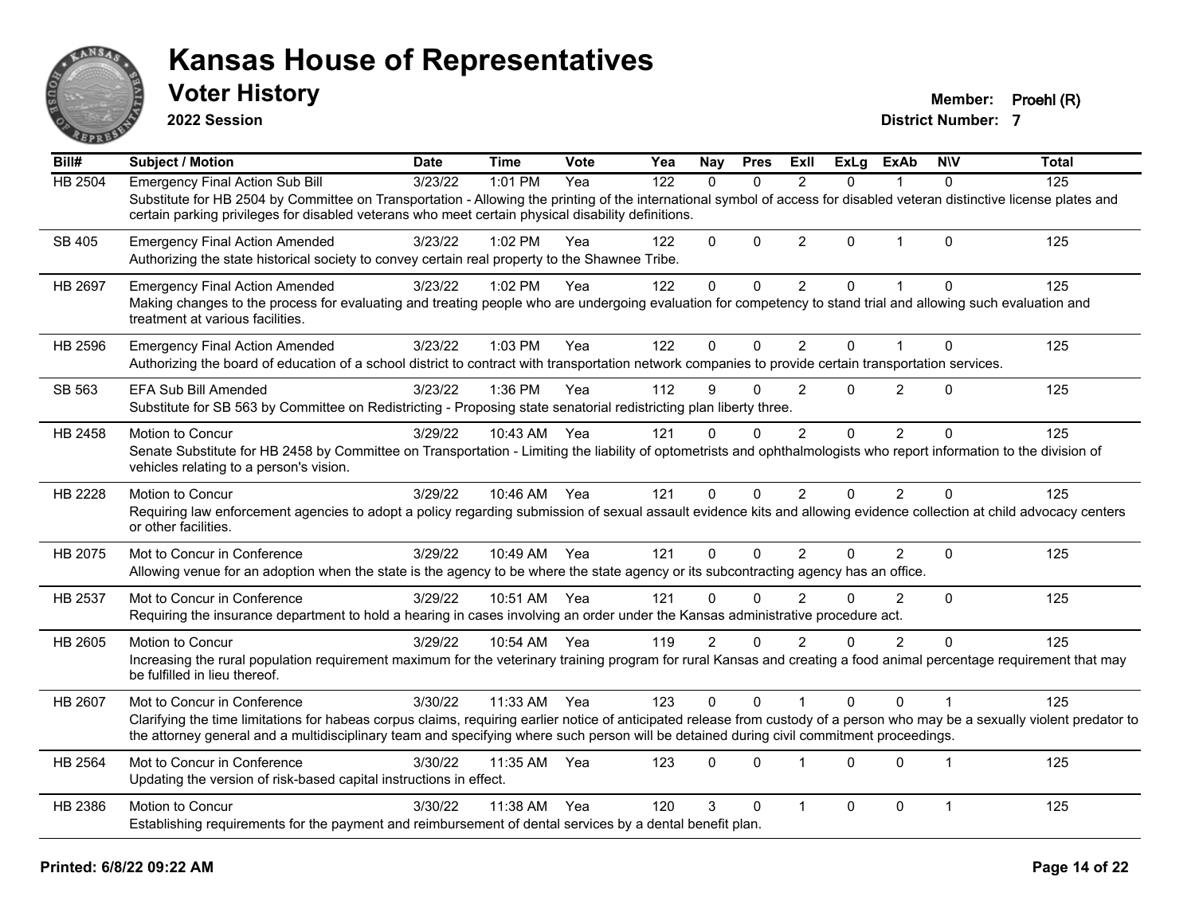# Kansas House of Representatives

## Voter History

**2022 Session**

**Member:** Proehl (R)
**District Number:** 7

| Bill# | Subject / Motion | Date | Time | Vote | Yea | Nay | Pres | ExII | ExLg | ExAb | N\V | Total |
|---|---|---|---|---|---|---|---|---|---|---|---|---|
| HB 2504 | Emergency Final Action Sub Bill | 3/23/22 | 1:01 PM | Yea | 122 | 0 | 0 | 2 | 0 | 1 | 0 | 125 |
| | Substitute for HB 2504 by Committee on Transportation - Allowing the printing of the international symbol of access for disabled veteran distinctive license plates and certain parking privileges for disabled veterans who meet certain physical disability definitions. | | | | | | | | | | | |
| SB 405 | Emergency Final Action Amended | 3/23/22 | 1:02 PM | Yea | 122 | 0 | 0 | 2 | 0 | 1 | 0 | 125 |
| | Authorizing the state historical society to convey certain real property to the Shawnee Tribe. | | | | | | | | | | | |
| HB 2697 | Emergency Final Action Amended | 3/23/22 | 1:02 PM | Yea | 122 | 0 | 0 | 2 | 0 | 1 | 0 | 125 |
| | Making changes to the process for evaluating and treating people who are undergoing evaluation for competency to stand trial and allowing such evaluation and treatment at various facilities. | | | | | | | | | | | |
| HB 2596 | Emergency Final Action Amended | 3/23/22 | 1:03 PM | Yea | 122 | 0 | 0 | 2 | 0 | 1 | 0 | 125 |
| | Authorizing the board of education of a school district to contract with transportation network companies to provide certain transportation services. | | | | | | | | | | | |
| SB 563 | EFA Sub Bill Amended | 3/23/22 | 1:36 PM | Yea | 112 | 9 | 0 | 2 | 0 | 2 | 0 | 125 |
| | Substitute for SB 563 by Committee on Redistricting - Proposing state senatorial redistricting plan liberty three. | | | | | | | | | | | |
| HB 2458 | Motion to Concur | 3/29/22 | 10:43 AM | Yea | 121 | 0 | 0 | 2 | 0 | 2 | 0 | 125 |
| | Senate Substitute for HB 2458 by Committee on Transportation - Limiting the liability of optometrists and ophthalmologists who report information to the division of vehicles relating to a person's vision. | | | | | | | | | | | |
| HB 2228 | Motion to Concur | 3/29/22 | 10:46 AM | Yea | 121 | 0 | 0 | 2 | 0 | 2 | 0 | 125 |
| | Requiring law enforcement agencies to adopt a policy regarding submission of sexual assault evidence kits and allowing evidence collection at child advocacy centers or other facilities. | | | | | | | | | | | |
| HB 2075 | Mot to Concur in Conference | 3/29/22 | 10:49 AM | Yea | 121 | 0 | 0 | 2 | 0 | 2 | 0 | 125 |
| | Allowing venue for an adoption when the state is the agency to be where the state agency or its subcontracting agency has an office. | | | | | | | | | | | |
| HB 2537 | Mot to Concur in Conference | 3/29/22 | 10:51 AM | Yea | 121 | 0 | 0 | 2 | 0 | 2 | 0 | 125 |
| | Requiring the insurance department to hold a hearing in cases involving an order under the Kansas administrative procedure act. | | | | | | | | | | | |
| HB 2605 | Motion to Concur | 3/29/22 | 10:54 AM | Yea | 119 | 2 | 0 | 2 | 0 | 2 | 0 | 125 |
| | Increasing the rural population requirement maximum for the veterinary training program for rural Kansas and creating a food animal percentage requirement that may be fulfilled in lieu thereof. | | | | | | | | | | | |
| HB 2607 | Mot to Concur in Conference | 3/30/22 | 11:33 AM | Yea | 123 | 0 | 0 | 1 | 0 | 0 | 1 | 125 |
| | Clarifying the time limitations for habeas corpus claims, requiring earlier notice of anticipated release from custody of a person who may be a sexually violent predator to the attorney general and a multidisciplinary team and specifying where such person will be detained during civil commitment proceedings. | | | | | | | | | | | |
| HB 2564 | Mot to Concur in Conference | 3/30/22 | 11:35 AM | Yea | 123 | 0 | 0 | 1 | 0 | 0 | 1 | 125 |
| | Updating the version of risk-based capital instructions in effect. | | | | | | | | | | | |
| HB 2386 | Motion to Concur | 3/30/22 | 11:38 AM | Yea | 120 | 3 | 0 | 1 | 0 | 0 | 1 | 125 |
| | Establishing requirements for the payment and reimbursement of dental services by a dental benefit plan. | | | | | | | | | | | |

Printed: 6/8/22 09:22 AM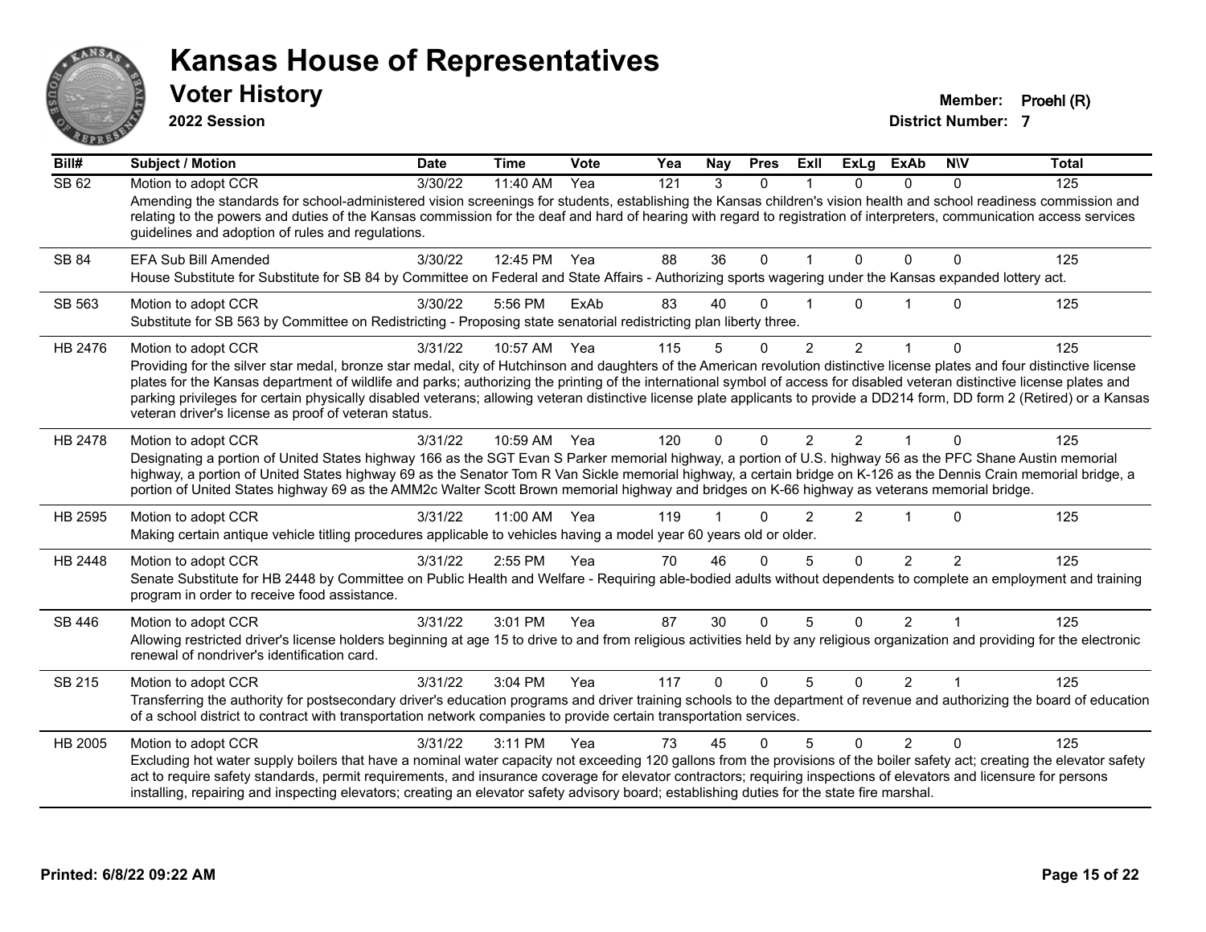# Kansas House of Representatives

## Voter History

**2022 Session**

**Member:** Proehl (R)
**District Number:** 7

| Bill# | Subject / Motion | Date | Time | Vote | Yea | Nay | Pres | ExII | ExLg | ExAb | N\V | Total |
|---|---|---|---|---|---|---|---|---|---|---|---|---|
| SB 62 | Motion to adopt CCR | 3/30/22 | 11:40 AM | Yea | 121 | 3 | 0 | 1 | 0 | 0 | 0 | 125 |
| | Amending the standards for school-administered vision screenings for students, establishing the Kansas children's vision health and school readiness commission and relating to the powers and duties of the Kansas commission for the deaf and hard of hearing with regard to registration of interpreters, communication access services guidelines and adoption of rules and regulations. | | | | | | | | | | | |
| SB 84 | EFA Sub Bill Amended | 3/30/22 | 12:45 PM | Yea | 88 | 36 | 0 | 1 | 0 | 0 | 0 | 125 |
| | House Substitute for Substitute for SB 84 by Committee on Federal and State Affairs - Authorizing sports wagering under the Kansas expanded lottery act. | | | | | | | | | | | |
| SB 563 | Motion to adopt CCR | 3/30/22 | 5:56 PM | ExAb | 83 | 40 | 0 | 1 | 0 | 1 | 0 | 125 |
| | Substitute for SB 563 by Committee on Redistricting - Proposing state senatorial redistricting plan liberty three. | | | | | | | | | | | |
| HB 2476 | Motion to adopt CCR | 3/31/22 | 10:57 AM | Yea | 115 | 5 | 0 | 2 | 2 | 1 | 0 | 125 |
| | Providing for the silver star medal, bronze star medal, city of Hutchinson and daughters of the American revolution distinctive license plates and four distinctive license plates for the Kansas department of wildlife and parks; authorizing the printing of the international symbol of access for disabled veteran distinctive license plates and parking privileges for certain physically disabled veterans; allowing veteran distinctive license plate applicants to provide a DD214 form, DD form 2 (Retired) or a Kansas veteran driver's license as proof of veteran status. | | | | | | | | | | | |
| HB 2478 | Motion to adopt CCR | 3/31/22 | 10:59 AM | Yea | 120 | 0 | 0 | 2 | 2 | 1 | 0 | 125 |
| | Designating a portion of United States highway 166 as the SGT Evan S Parker memorial highway, a portion of U.S. highway 56 as the PFC Shane Austin memorial highway, a portion of United States highway 69 as the Senator Tom R Van Sickle memorial highway, a certain bridge on K-126 as the Dennis Crain memorial bridge, a portion of United States highway 69 as the AMM2c Walter Scott Brown memorial highway and bridges on K-66 highway as veterans memorial bridge. | | | | | | | | | | | |
| HB 2595 | Motion to adopt CCR | 3/31/22 | 11:00 AM | Yea | 119 | 1 | 0 | 2 | 2 | 1 | 0 | 125 |
| | Making certain antique vehicle titling procedures applicable to vehicles having a model year 60 years old or older. | | | | | | | | | | | |
| HB 2448 | Motion to adopt CCR | 3/31/22 | 2:55 PM | Yea | 70 | 46 | 0 | 5 | 0 | 2 | 2 | 125 |
| | Senate Substitute for HB 2448 by Committee on Public Health and Welfare - Requiring able-bodied adults without dependents to complete an employment and training program in order to receive food assistance. | | | | | | | | | | | |
| SB 446 | Motion to adopt CCR | 3/31/22 | 3:01 PM | Yea | 87 | 30 | 0 | 5 | 0 | 2 | 1 | 125 |
| | Allowing restricted driver's license holders beginning at age 15 to drive to and from religious activities held by any religious organization and providing for the electronic renewal of nondriver's identification card. | | | | | | | | | | | |
| SB 215 | Motion to adopt CCR | 3/31/22 | 3:04 PM | Yea | 117 | 0 | 0 | 5 | 0 | 2 | 1 | 125 |
| | Transferring the authority for postsecondary driver's education programs and driver training schools to the department of revenue and authorizing the board of education of a school district to contract with transportation network companies to provide certain transportation services. | | | | | | | | | | | |
| HB 2005 | Motion to adopt CCR | 3/31/22 | 3:11 PM | Yea | 73 | 45 | 0 | 5 | 0 | 2 | 0 | 125 |
| | Excluding hot water supply boilers that have a nominal water capacity not exceeding 120 gallons from the provisions of the boiler safety act; creating the elevator safety act to require safety standards, permit requirements, and insurance coverage for elevator contractors; requiring inspections of elevators and licensure for persons installing, repairing and inspecting elevators; creating an elevator safety advisory board; establishing duties for the state fire marshal. | | | | | | | | | | | |

**Printed: 6/8/22 09:22 AM**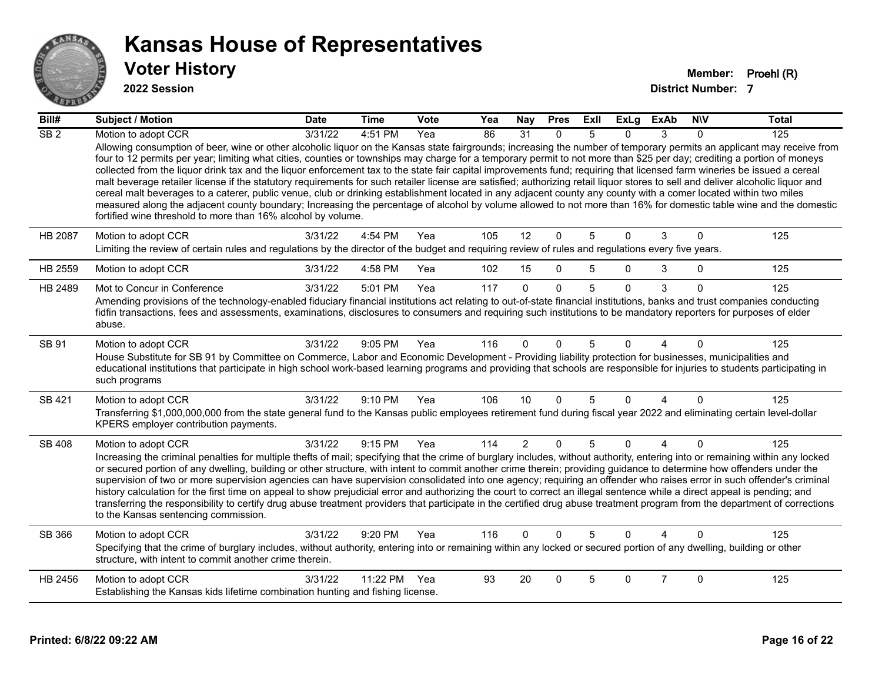# Kansas House of Representatives

## Voter History

**2022 Session**

**Member:** Proehl (R)
**District Number:** 7

| Bill# | Subject / Motion | Date | Time | Vote | Yea | Nay | Pres | ExII | ExLg | ExAb | N\V | Total |
|---|---|---|---|---|---|---|---|---|---|---|---|---|
| SB 2 | Motion to adopt CCR | 3/31/22 | 4:51 PM | Yea | 86 | 31 | 0 | 5 | 0 | 3 | 0 | 125 |
| | Allowing consumption of beer, wine or other alcoholic liquor on the Kansas state fairgrounds; increasing the number of temporary permits an applicant may receive from four to 12 permits per year; limiting what cities, counties or townships may charge for a temporary permit to not more than $25 per day; crediting a portion of moneys collected from the liquor drink tax and the liquor enforcement tax to the state fair capital improvements fund; requiring that licensed farm wineries be issued a cereal malt beverage retailer license if the statutory requirements for such retailer license are satisfied; authorizing retail liquor stores to sell and deliver alcoholic liquor and cereal malt beverages to a caterer, public venue, club or drinking establishment located in any adjacent county any county with a comer located within two miles measured along the adjacent county boundary; Increasing the percentage of alcohol by volume allowed to not more than 16% for domestic table wine and the domestic fortified wine threshold to more than 16% alcohol by volume. | | | | | | | | | | | |
| HB 2087 | Motion to adopt CCR | 3/31/22 | 4:54 PM | Yea | 105 | 12 | 0 | 5 | 0 | 3 | 0 | 125 |
| | Limiting the review of certain rules and regulations by the director of the budget and requiring review of rules and regulations every five years. | | | | | | | | | | | |
| HB 2559 | Motion to adopt CCR | 3/31/22 | 4:58 PM | Yea | 102 | 15 | 0 | 5 | 0 | 3 | 0 | 125 |
| HB 2489 | Mot to Concur in Conference | 3/31/22 | 5:01 PM | Yea | 117 | 0 | 0 | 5 | 0 | 3 | 0 | 125 |
| | Amending provisions of the technology-enabled fiduciary financial institutions act relating to out-of-state financial institutions, banks and trust companies conducting fidfin transactions, fees and assessments, examinations, disclosures to consumers and requiring such institutions to be mandatory reporters for purposes of elder abuse. | | | | | | | | | | | |
| SB 91 | Motion to adopt CCR | 3/31/22 | 9:05 PM | Yea | 116 | 0 | 0 | 5 | 0 | 4 | 0 | 125 |
| | House Substitute for SB 91 by Committee on Commerce, Labor and Economic Development - Providing liability protection for businesses, municipalities and educational institutions that participate in high school work-based learning programs and providing that schools are responsible for injuries to students participating in such programs | | | | | | | | | | | |
| SB 421 | Motion to adopt CCR | 3/31/22 | 9:10 PM | Yea | 106 | 10 | 0 | 5 | 0 | 4 | 0 | 125 |
| | Transferring $1,000,000,000 from the state general fund to the Kansas public employees retirement fund during fiscal year 2022 and eliminating certain level-dollar KPERS employer contribution payments. | | | | | | | | | | | |
| SB 408 | Motion to adopt CCR | 3/31/22 | 9:15 PM | Yea | 114 | 2 | 0 | 5 | 0 | 4 | 0 | 125 |
| | Increasing the criminal penalties for multiple thefts of mail; specifying that the crime of burglary includes, without authority, entering into or remaining within any locked or secured portion of any dwelling, building or other structure, with intent to commit another crime therein; providing guidance to determine how offenders under the supervision of two or more supervision agencies can have supervision consolidated into one agency; requiring an offender who raises error in such offender's criminal history calculation for the first time on appeal to show prejudicial error and authorizing the court to correct an illegal sentence while a direct appeal is pending; and transferring the responsibility to certify drug abuse treatment providers that participate in the certified drug abuse treatment program from the department of corrections to the Kansas sentencing commission. | | | | | | | | | | | |
| SB 366 | Motion to adopt CCR | 3/31/22 | 9:20 PM | Yea | 116 | 0 | 0 | 5 | 0 | 4 | 0 | 125 |
| | Specifying that the crime of burglary includes, without authority, entering into or remaining within any locked or secured portion of any dwelling, building or other structure, with intent to commit another crime therein. | | | | | | | | | | | |
| HB 2456 | Motion to adopt CCR | 3/31/22 | 11:22 PM | Yea | 93 | 20 | 0 | 5 | 0 | 7 | 0 | 125 |
| | Establishing the Kansas kids lifetime combination hunting and fishing license. | | | | | | | | | | | |

**Printed: 6/8/22 09:22 AM**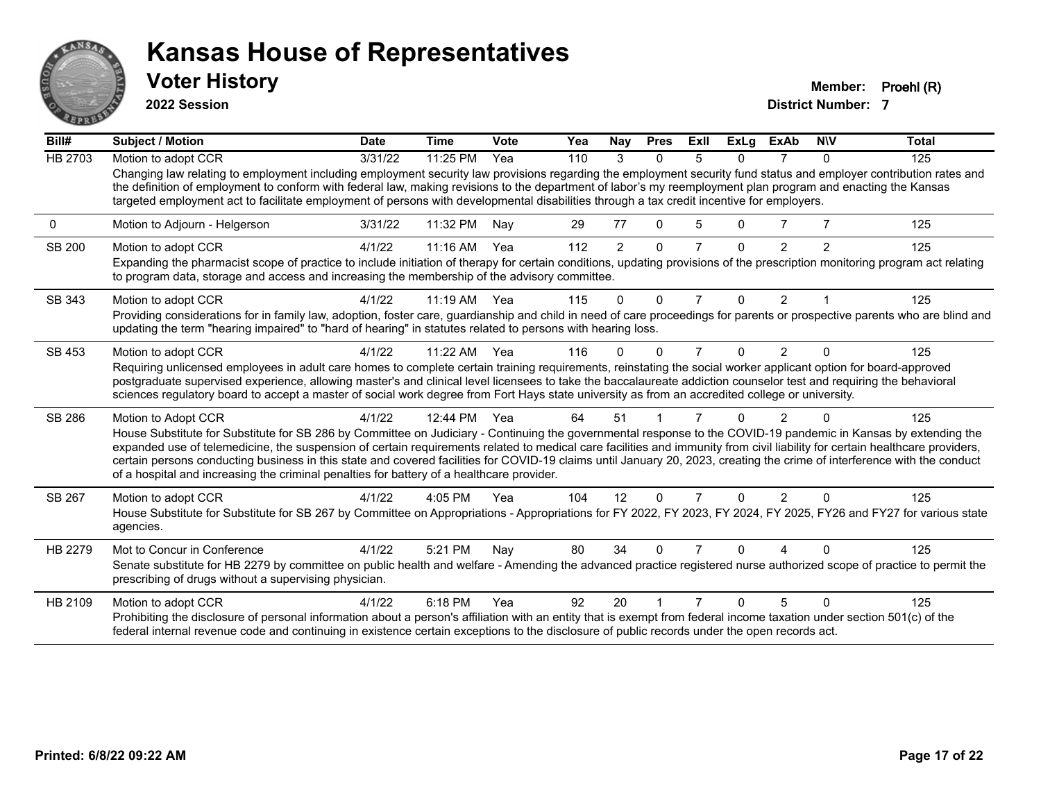# Kansas House of Representatives

## Voter History

**2022 Session**

**Member:** Proehl (R)

**District Number:** 7

| Bill# | Subject / Motion | Date | Time | Vote | Yea | Nay | Pres | ExII | ExLg | ExAb | N\V | Total |
|---|---|---|---|---|---|---|---|---|---|---|---|---|
| HB 2703 | Motion to adopt CCR | 3/31/22 | 11:25 PM | Yea | 110 | 3 | 0 | 5 | 0 | 7 | 0 | 125 |
| | Changing law relating to employment including employment security law provisions regarding the employment security fund status and employer contribution rates and the definition of employment to conform with federal law, making revisions to the department of labor's my reemployment plan program and enacting the Kansas targeted employment act to facilitate employment of persons with developmental disabilities through a tax credit incentive for employers. | | | | | | | | | | | |
| 0 | Motion to Adjourn - Helgerson | 3/31/22 | 11:32 PM | Nay | 29 | 77 | 0 | 5 | 0 | 7 | 7 | 125 |
| SB 200 | Motion to adopt CCR | 4/1/22 | 11:16 AM | Yea | 112 | 2 | 0 | 7 | 0 | 2 | 2 | 125 |
| | Expanding the pharmacist scope of practice to include initiation of therapy for certain conditions, updating provisions of the prescription monitoring program act relating to program data, storage and access and increasing the membership of the advisory committee. | | | | | | | | | | | |
| SB 343 | Motion to adopt CCR | 4/1/22 | 11:19 AM | Yea | 115 | 0 | 0 | 7 | 0 | 2 | 1 | 125 |
| | Providing considerations for in family law, adoption, foster care, guardianship and child in need of care proceedings for parents or prospective parents who are blind and updating the term "hearing impaired" to "hard of hearing" in statutes related to persons with hearing loss. | | | | | | | | | | | |
| SB 453 | Motion to adopt CCR | 4/1/22 | 11:22 AM | Yea | 116 | 0 | 0 | 7 | 0 | 2 | 0 | 125 |
| | Requiring unlicensed employees in adult care homes to complete certain training requirements, reinstating the social worker applicant option for board-approved postgraduate supervised experience, allowing master's and clinical level licensees to take the baccalaureate addiction counselor test and requiring the behavioral sciences regulatory board to accept a master of social work degree from Fort Hays state university as from an accredited college or university. | | | | | | | | | | | |
| SB 286 | Motion to Adopt CCR | 4/1/22 | 12:44 PM | Yea | 64 | 51 | 1 | 7 | 0 | 2 | 0 | 125 |
| | House Substitute for Substitute for SB 286 by Committee on Judiciary - Continuing the governmental response to the COVID-19 pandemic in Kansas by extending the expanded use of telemedicine, the suspension of certain requirements related to medical care facilities and immunity from civil liability for certain healthcare providers, certain persons conducting business in this state and covered facilities for COVID-19 claims until January 20, 2023, creating the crime of interference with the conduct of a hospital and increasing the criminal penalties for battery of a healthcare provider. | | | | | | | | | | | |
| SB 267 | Motion to adopt CCR | 4/1/22 | 4:05 PM | Yea | 104 | 12 | 0 | 7 | 0 | 2 | 0 | 125 |
| | House Substitute for Substitute for SB 267 by Committee on Appropriations - Appropriations for FY 2022, FY 2023, FY 2024, FY 2025, FY26 and FY27 for various state agencies. | | | | | | | | | | | |
| HB 2279 | Mot to Concur in Conference | 4/1/22 | 5:21 PM | Nay | 80 | 34 | 0 | 7 | 0 | 4 | 0 | 125 |
| | Senate substitute for HB 2279 by committee on public health and welfare - Amending the advanced practice registered nurse authorized scope of practice to permit the prescribing of drugs without a supervising physician. | | | | | | | | | | | |
| HB 2109 | Motion to adopt CCR | 4/1/22 | 6:18 PM | Yea | 92 | 20 | 1 | 7 | 0 | 5 | 0 | 125 |
| | Prohibiting the disclosure of personal information about a person's affiliation with an entity that is exempt from federal income taxation under section 501(c) of the federal internal revenue code and continuing in existence certain exceptions to the disclosure of public records under the open records act. | | | | | | | | | | | |

Printed: 6/8/22 09:22 AM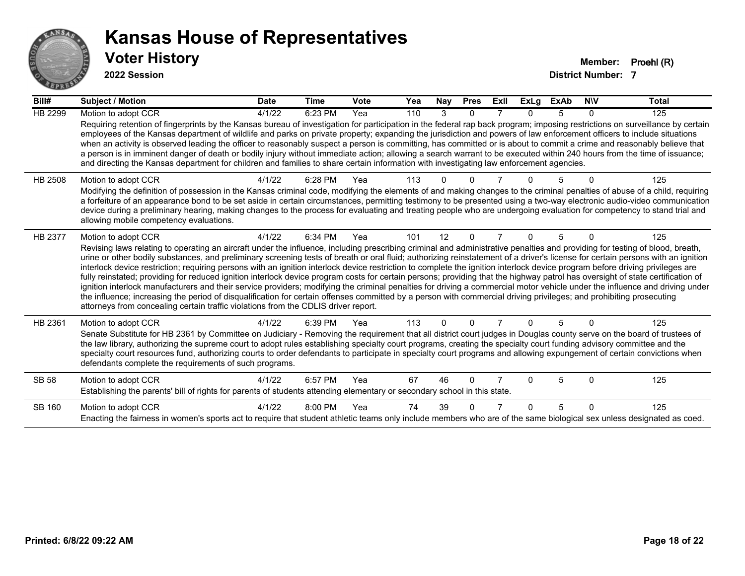# Kansas House of Representatives

## Voter History

**2022 Session**

**Member:** Proehl (R)

**District Number:** 7

| Bill# | Subject / Motion | Date | Time | Vote | Yea | Nay | Pres | ExII | ExLg | ExAb | N\V | Total |
|---|---|---|---|---|---|---|---|---|---|---|---|---|
| HB 2299 | Motion to adopt CCR | 4/1/22 | 6:23 PM | Yea | 110 | 3 | 0 | 7 | 0 | 5 | 0 | 125 |
| | Requiring retention of fingerprints by the Kansas bureau of investigation for participation in the federal rap back program; imposing restrictions on surveillance by certain employees of the Kansas department of wildlife and parks on private property; expanding the jurisdiction and powers of law enforcement officers to include situations when an activity is observed leading the officer to reasonably suspect a person is committing, has committed or is about to commit a crime and reasonably believe that a person is in imminent danger of death or bodily injury without immediate action; allowing a search warrant to be executed within 240 hours from the time of issuance; and directing the Kansas department for children and families to share certain information with investigating law enforcement agencies. | | | | | | | | | | | |
| HB 2508 | Motion to adopt CCR | 4/1/22 | 6:28 PM | Yea | 113 | 0 | 0 | 7 | 0 | 5 | 0 | 125 |
| | Modifying the definition of possession in the Kansas criminal code, modifying the elements of and making changes to the criminal penalties of abuse of a child, requiring a forfeiture of an appearance bond to be set aside in certain circumstances, permitting testimony to be presented using a two-way electronic audio-video communication device during a preliminary hearing, making changes to the process for evaluating and treating people who are undergoing evaluation for competency to stand trial and allowing mobile competency evaluations. | | | | | | | | | | | |
| HB 2377 | Motion to adopt CCR | 4/1/22 | 6:34 PM | Yea | 101 | 12 | 0 | 7 | 0 | 5 | 0 | 125 |
| | Revising laws relating to operating an aircraft under the influence, including prescribing criminal and administrative penalties and providing for testing of blood, breath, urine or other bodily substances, and preliminary screening tests of breath or oral fluid; authorizing reinstatement of a driver's license for certain persons with an ignition interlock device restriction; requiring persons with an ignition interlock device restriction to complete the ignition interlock device program before driving privileges are fully reinstated; providing for reduced ignition interlock device program costs for certain persons; providing that the highway patrol has oversight of state certification of ignition interlock manufacturers and their service providers; modifying the criminal penalties for driving a commercial motor vehicle under the influence and driving under the influence; increasing the period of disqualification for certain offenses committed by a person with commercial driving privileges; and prohibiting prosecuting attorneys from concealing certain traffic violations from the CDLIS driver report. | | | | | | | | | | | |
| HB 2361 | Motion to adopt CCR | 4/1/22 | 6:39 PM | Yea | 113 | 0 | 0 | 7 | 0 | 5 | 0 | 125 |
| | Senate Substitute for HB 2361 by Committee on Judiciary - Removing the requirement that all district court judges in Douglas county serve on the board of trustees of the law library, authorizing the supreme court to adopt rules establishing specialty court programs, creating the specialty court funding advisory committee and the specialty court resources fund, authorizing courts to order defendants to participate in specialty court programs and allowing expungement of certain convictions when defendants complete the requirements of such programs. | | | | | | | | | | | |
| SB 58 | Motion to adopt CCR | 4/1/22 | 6:57 PM | Yea | 67 | 46 | 0 | 7 | 0 | 5 | 0 | 125 |
| | Establishing the parents' bill of rights for parents of students attending elementary or secondary school in this state. | | | | | | | | | | | |
| SB 160 | Motion to adopt CCR | 4/1/22 | 8:00 PM | Yea | 74 | 39 | 0 | 7 | 0 | 5 | 0 | 125 |
| | Enacting the fairness in women's sports act to require that student athletic teams only include members who are of the same biological sex unless designated as coed. | | | | | | | | | | | |

**Printed: 6/8/22 09:22 AM**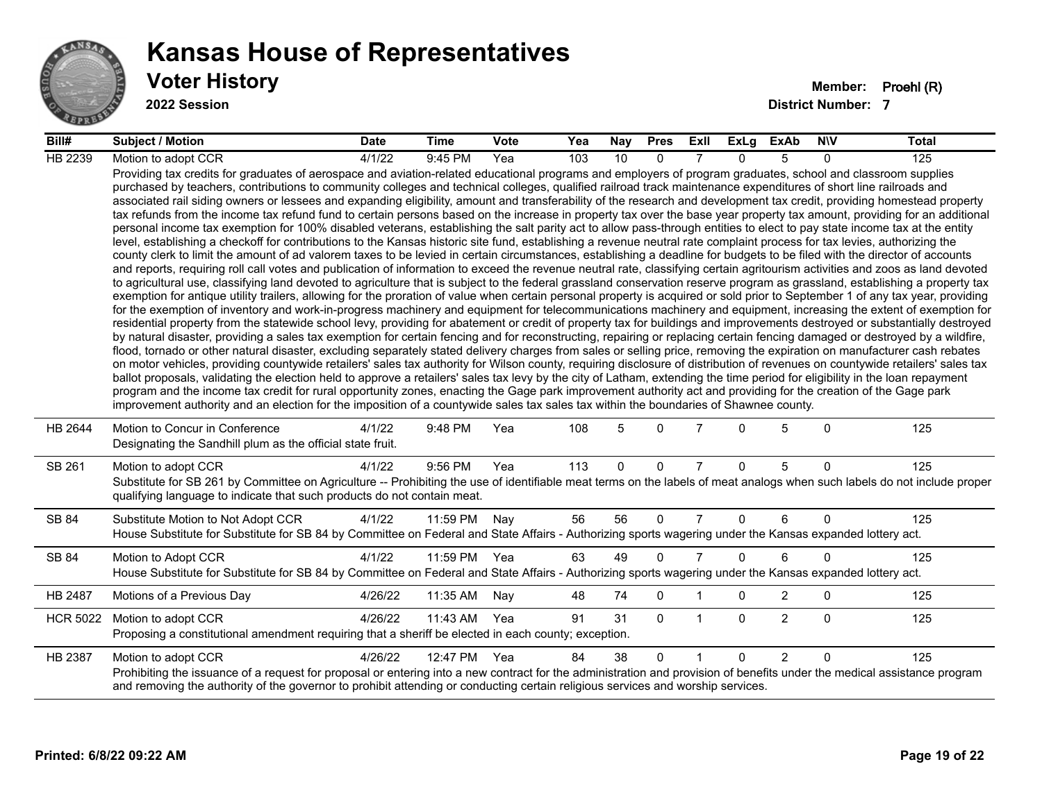# Kansas House of Representatives

## Voter History

**2022 Session**

**Member:** Proehl (R)

**District Number:** 7

| Bill# | Subject / Motion | Date | Time | Vote | Yea | Nay | Pres | ExII | ExLg | ExAb | N\V | Total |
|---|---|---|---|---|---|---|---|---|---|---|---|---|
| HB 2239 | Motion to adopt CCR | 4/1/22 | 9:45 PM | Yea | 103 | 10 | 0 | 7 | 0 | 5 | 0 | 125 |
| | Providing tax credits for graduates of aerospace and aviation-related educational programs and employers of program graduates, school and classroom supplies purchased by teachers, contributions to community colleges and technical colleges, qualified railroad track maintenance expenditures of short line railroads and associated rail siding owners or lessees and expanding eligibility, amount and transferability of the research and development tax credit, providing homestead property tax refunds from the income tax refund fund to certain persons based on the increase in property tax over the base year property tax amount, providing for an additional personal income tax exemption for 100% disabled veterans, establishing the salt parity act to allow pass-through entities to elect to pay state income tax at the entity level, establishing a checkoff for contributions to the Kansas historic site fund, establishing a revenue neutral rate complaint process for tax levies, authorizing the county clerk to limit the amount of ad valorem taxes to be levied in certain circumstances, establishing a deadline for budgets to be filed with the director of accounts and reports, requiring roll call votes and publication of information to exceed the revenue neutral rate, classifying certain agritourism activities and zoos as land devoted to agricultural use, classifying land devoted to agriculture that is subject to the federal grassland conservation reserve program as grassland, establishing a property tax exemption for antique utility trailers, allowing for the proration of value when certain personal property is acquired or sold prior to September 1 of any tax year, providing for the exemption of inventory and work-in-progress machinery and equipment for telecommunications machinery and equipment, increasing the extent of exemption for residential property from the statewide school levy, providing for abatement or credit of property tax for buildings and improvements destroyed or substantially destroyed by natural disaster, providing a sales tax exemption for certain fencing and for reconstructing, repairing or replacing certain fencing damaged or destroyed by a wildfire, flood, tornado or other natural disaster, excluding separately stated delivery charges from sales or selling price, removing the expiration on manufacturer cash rebates on motor vehicles, providing countywide retailers' sales tax authority for Wilson county, requiring disclosure of distribution of revenues on countywide retailers' sales tax ballot proposals, validating the election held to approve a retailers' sales tax levy by the city of Latham, extending the time period for eligibility in the loan repayment program and the income tax credit for rural opportunity zones, enacting the Gage park improvement authority act and providing for the creation of the Gage park improvement authority and an election for the imposition of a countywide sales tax sales tax within the boundaries of Shawnee county. | | | | | | | | | | | |
| HB 2644 | Motion to Concur in Conference | 4/1/22 | 9:48 PM | Yea | 108 | 5 | 0 | 7 | 0 | 5 | 0 | 125 |
| | Designating the Sandhill plum as the official state fruit. | | | | | | | | | | | |
| SB 261 | Motion to adopt CCR | 4/1/22 | 9:56 PM | Yea | 113 | 0 | 0 | 7 | 0 | 5 | 0 | 125 |
| | Substitute for SB 261 by Committee on Agriculture -- Prohibiting the use of identifiable meat terms on the labels of meat analogs when such labels do not include proper qualifying language to indicate that such products do not contain meat. | | | | | | | | | | | |
| SB 84 | Substitute Motion to Not Adopt CCR | 4/1/22 | 11:59 PM | Nay | 56 | 56 | 0 | 7 | 0 | 6 | 0 | 125 |
| | House Substitute for Substitute for SB 84 by Committee on Federal and State Affairs - Authorizing sports wagering under the Kansas expanded lottery act. | | | | | | | | | | | |
| SB 84 | Motion to Adopt CCR | 4/1/22 | 11:59 PM | Yea | 63 | 49 | 0 | 7 | 0 | 6 | 0 | 125 |
| | House Substitute for Substitute for SB 84 by Committee on Federal and State Affairs - Authorizing sports wagering under the Kansas expanded lottery act. | | | | | | | | | | | |
| HB 2487 | Motions of a Previous Day | 4/26/22 | 11:35 AM | Nay | 48 | 74 | 0 | 1 | 0 | 2 | 0 | 125 |
| HCR 5022 | Motion to adopt CCR | 4/26/22 | 11:43 AM | Yea | 91 | 31 | 0 | 1 | 0 | 2 | 0 | 125 |
| | Proposing a constitutional amendment requiring that a sheriff be elected in each county; exception. | | | | | | | | | | | |
| HB 2387 | Motion to adopt CCR | 4/26/22 | 12:47 PM | Yea | 84 | 38 | 0 | 1 | 0 | 2 | 0 | 125 |
| | Prohibiting the issuance of a request for proposal or entering into a new contract for the administration and provision of benefits under the medical assistance program and removing the authority of the governor to prohibit attending or conducting certain religious services and worship services. | | | | | | | | | | | |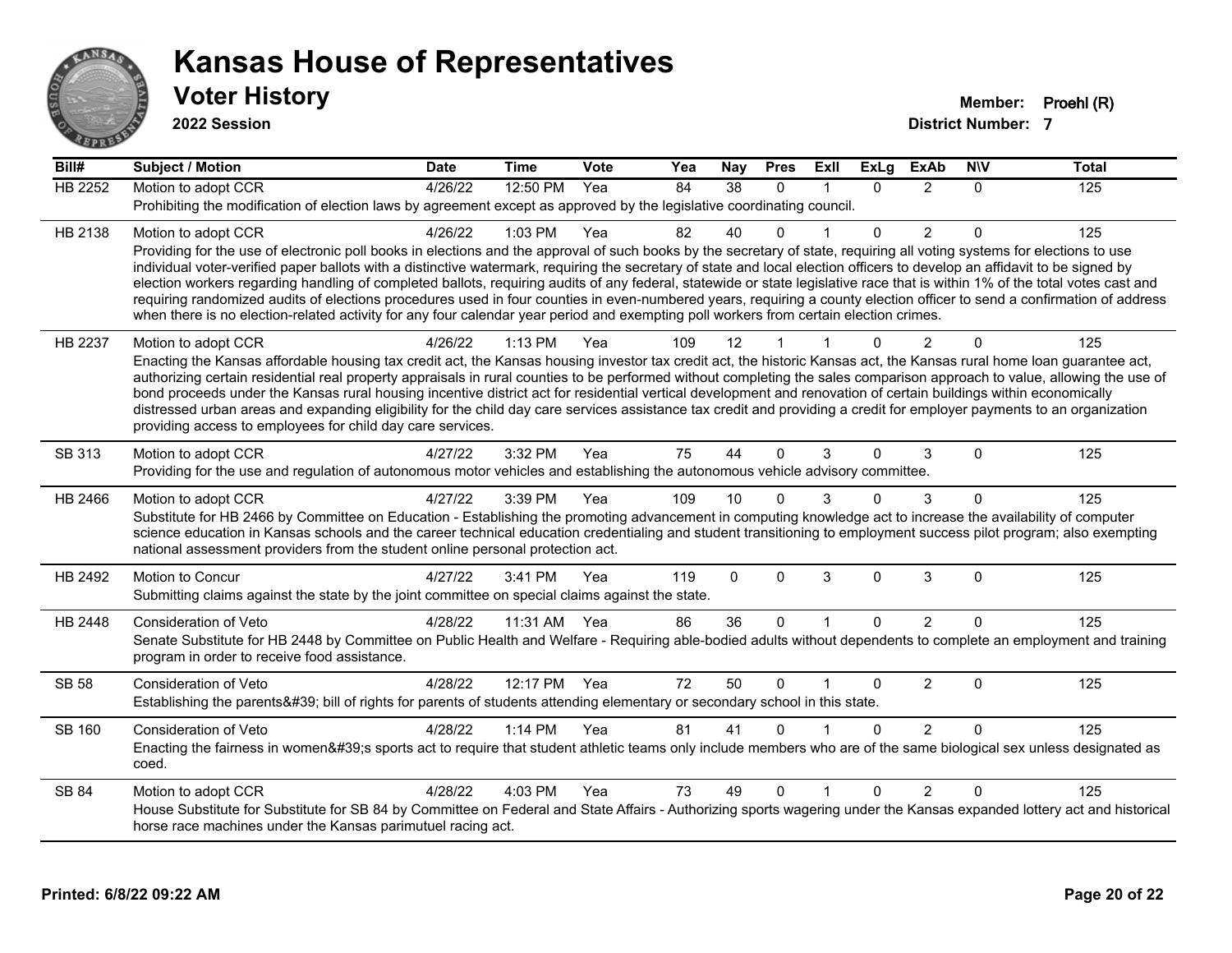# Kansas House of Representatives

## Voter History

**2022 Session**

**Member:** Proehl (R)

**District Number:** 7

| Bill# | Subject / Motion | Date | Time | Vote | Yea | Nay | Pres | ExII | ExLg | ExAb | N\V | Total |
|---|---|---|---|---|---|---|---|---|---|---|---|---|
| HB 2252 | Motion to adopt CCR | 4/26/22 | 12:50 PM | Yea | 84 | 38 | 0 | 1 | 0 | 2 | 0 | 125 |
| | Prohibiting the modification of election laws by agreement except as approved by the legislative coordinating council. | | | | | | | | | | | |
| HB 2138 | Motion to adopt CCR | 4/26/22 | 1:03 PM | Yea | 82 | 40 | 0 | 1 | 0 | 2 | 0 | 125 |
| | Providing for the use of electronic poll books in elections and the approval of such books by the secretary of state, requiring all voting systems for elections to use individual voter-verified paper ballots with a distinctive watermark, requiring the secretary of state and local election officers to develop an affidavit to be signed by election workers regarding handling of completed ballots, requiring audits of any federal, statewide or state legislative race that is within 1% of the total votes cast and requiring randomized audits of elections procedures used in four counties in even-numbered years, requiring a county election officer to send a confirmation of address when there is no election-related activity for any four calendar year period and exempting poll workers from certain election crimes. | | | | | | | | | | | |
| HB 2237 | Motion to adopt CCR | 4/26/22 | 1:13 PM | Yea | 109 | 12 | 1 | 1 | 0 | 2 | 0 | 125 |
| | Enacting the Kansas affordable housing tax credit act, the Kansas housing investor tax credit act, the historic Kansas act, the Kansas rural home loan guarantee act, authorizing certain residential real property appraisals in rural counties to be performed without completing the sales comparison approach to value, allowing the use of bond proceeds under the Kansas rural housing incentive district act for residential vertical development and renovation of certain buildings within economically distressed urban areas and expanding eligibility for the child day care services assistance tax credit and providing a credit for employer payments to an organization providing access to employees for child day care services. | | | | | | | | | | | |
| SB 313 | Motion to adopt CCR | 4/27/22 | 3:32 PM | Yea | 75 | 44 | 0 | 3 | 0 | 3 | 0 | 125 |
| | Providing for the use and regulation of autonomous motor vehicles and establishing the autonomous vehicle advisory committee. | | | | | | | | | | | |
| HB 2466 | Motion to adopt CCR | 4/27/22 | 3:39 PM | Yea | 109 | 10 | 0 | 3 | 0 | 3 | 0 | 125 |
| | Substitute for HB 2466 by Committee on Education - Establishing the promoting advancement in computing knowledge act to increase the availability of computer science education in Kansas schools and the career technical education credentialing and student transitioning to employment success pilot program; also exempting national assessment providers from the student online personal protection act. | | | | | | | | | | | |
| HB 2492 | Motion to Concur | 4/27/22 | 3:41 PM | Yea | 119 | 0 | 0 | 3 | 0 | 3 | 0 | 125 |
| | Submitting claims against the state by the joint committee on special claims against the state. | | | | | | | | | | | |
| HB 2448 | Consideration of Veto | 4/28/22 | 11:31 AM | Yea | 86 | 36 | 0 | 1 | 0 | 2 | 0 | 125 |
| | Senate Substitute for HB 2448 by Committee on Public Health and Welfare - Requiring able-bodied adults without dependents to complete an employment and training program in order to receive food assistance. | | | | | | | | | | | |
| SB 58 | Consideration of Veto | 4/28/22 | 12:17 PM | Yea | 72 | 50 | 0 | 1 | 0 | 2 | 0 | 125 |
| | Establishing the parents&#39; bill of rights for parents of students attending elementary or secondary school in this state. | | | | | | | | | | | |
| SB 160 | Consideration of Veto | 4/28/22 | 1:14 PM | Yea | 81 | 41 | 0 | 1 | 0 | 2 | 0 | 125 |
| | Enacting the fairness in women&#39;s sports act to require that student athletic teams only include members who are of the same biological sex unless designated as coed. | | | | | | | | | | | |
| SB 84 | Motion to adopt CCR | 4/28/22 | 4:03 PM | Yea | 73 | 49 | 0 | 1 | 0 | 2 | 0 | 125 |
| | House Substitute for Substitute for SB 84 by Committee on Federal and State Affairs - Authorizing sports wagering under the Kansas expanded lottery act and historical horse race machines under the Kansas parimutuel racing act. | | | | | | | | | | | |

Printed: 6/8/22 09:22 AM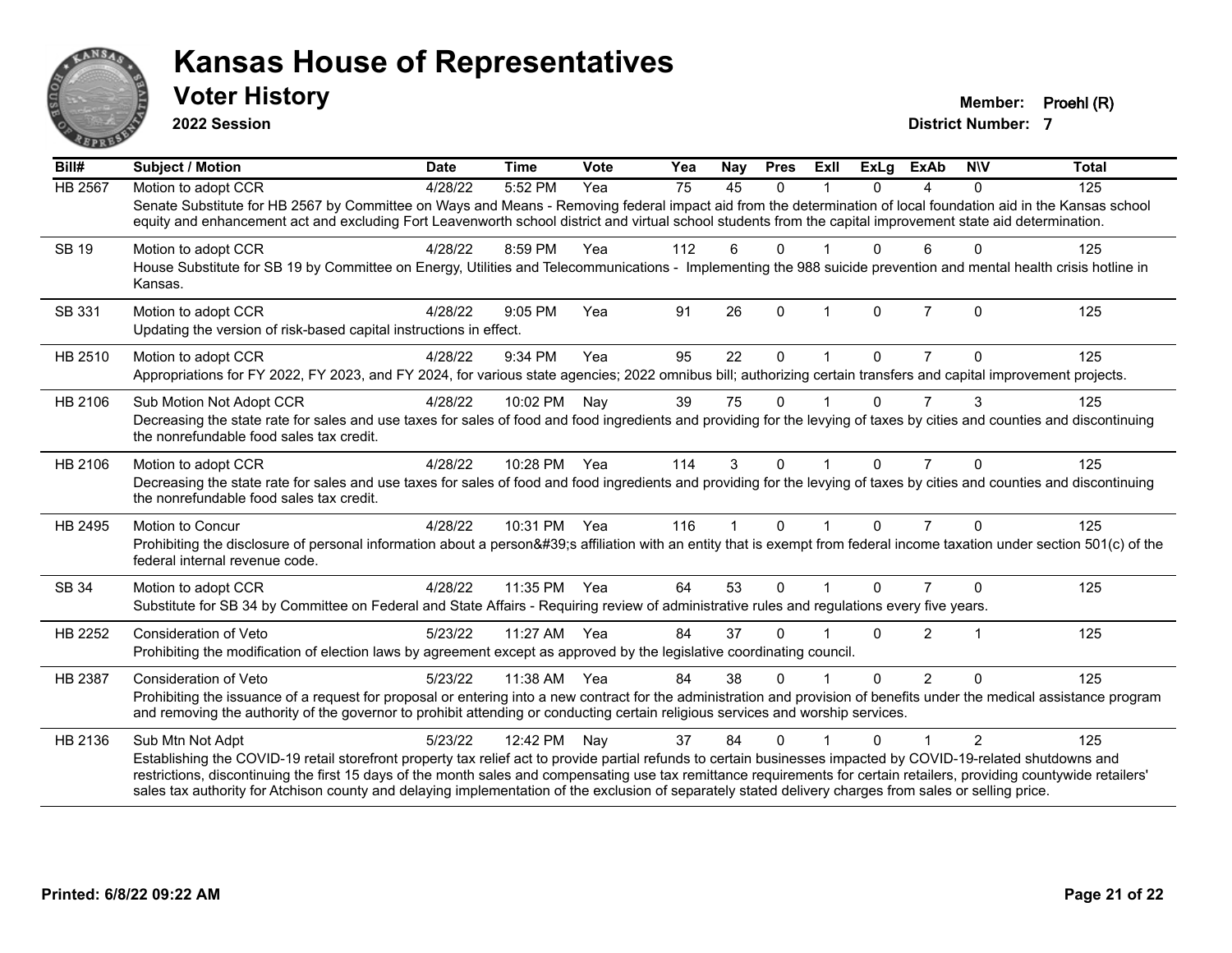# Kansas House of Representatives

## Voter History

**2022 Session**

**Member:** Proehl (R)

**District Number:** 7

| Bill# | Subject / Motion | Date | Time | Vote | Yea | Nay | Pres | ExII | ExLg | ExAb | N\V | Total |
|---|---|---|---|---|---|---|---|---|---|---|---|---|
| HB 2567 | Motion to adopt CCR | 4/28/22 | 5:52 PM | Yea | 75 | 45 | 0 | 1 | 0 | 4 | 0 | 125 |
| | Senate Substitute for HB 2567 by Committee on Ways and Means - Removing federal impact aid from the determination of local foundation aid in the Kansas school equity and enhancement act and excluding Fort Leavenworth school district and virtual school students from the capital improvement state aid determination. | | | | | | | | | | | |
| SB 19 | Motion to adopt CCR | 4/28/22 | 8:59 PM | Yea | 112 | 6 | 0 | 1 | 0 | 6 | 0 | 125 |
| | House Substitute for SB 19 by Committee on Energy, Utilities and Telecommunications - Implementing the 988 suicide prevention and mental health crisis hotline in Kansas. | | | | | | | | | | | |
| SB 331 | Motion to adopt CCR | 4/28/22 | 9:05 PM | Yea | 91 | 26 | 0 | 1 | 0 | 7 | 0 | 125 |
| | Updating the version of risk-based capital instructions in effect. | | | | | | | | | | | |
| HB 2510 | Motion to adopt CCR | 4/28/22 | 9:34 PM | Yea | 95 | 22 | 0 | 1 | 0 | 7 | 0 | 125 |
| | Appropriations for FY 2022, FY 2023, and FY 2024, for various state agencies; 2022 omnibus bill; authorizing certain transfers and capital improvement projects. | | | | | | | | | | | |
| HB 2106 | Sub Motion Not Adopt CCR | 4/28/22 | 10:02 PM | Nay | 39 | 75 | 0 | 1 | 0 | 7 | 3 | 125 |
| | Decreasing the state rate for sales and use taxes for sales of food and food ingredients and providing for the levying of taxes by cities and counties and discontinuing the nonrefundable food sales tax credit. | | | | | | | | | | | |
| HB 2106 | Motion to adopt CCR | 4/28/22 | 10:28 PM | Yea | 114 | 3 | 0 | 1 | 0 | 7 | 0 | 125 |
| | Decreasing the state rate for sales and use taxes for sales of food and food ingredients and providing for the levying of taxes by cities and counties and discontinuing the nonrefundable food sales tax credit. | | | | | | | | | | | |
| HB 2495 | Motion to Concur | 4/28/22 | 10:31 PM | Yea | 116 | 1 | 0 | 1 | 0 | 7 | 0 | 125 |
| | Prohibiting the disclosure of personal information about a person&#39;s affiliation with an entity that is exempt from federal income taxation under section 501(c) of the federal internal revenue code. | | | | | | | | | | | |
| SB 34 | Motion to adopt CCR | 4/28/22 | 11:35 PM | Yea | 64 | 53 | 0 | 1 | 0 | 7 | 0 | 125 |
| | Substitute for SB 34 by Committee on Federal and State Affairs - Requiring review of administrative rules and regulations every five years. | | | | | | | | | | | |
| HB 2252 | Consideration of Veto | 5/23/22 | 11:27 AM | Yea | 84 | 37 | 0 | 1 | 0 | 2 | 1 | 125 |
| | Prohibiting the modification of election laws by agreement except as approved by the legislative coordinating council. | | | | | | | | | | | |
| HB 2387 | Consideration of Veto | 5/23/22 | 11:38 AM | Yea | 84 | 38 | 0 | 1 | 0 | 2 | 0 | 125 |
| | Prohibiting the issuance of a request for proposal or entering into a new contract for the administration and provision of benefits under the medical assistance program and removing the authority of the governor to prohibit attending or conducting certain religious services and worship services. | | | | | | | | | | | |
| HB 2136 | Sub Mtn Not Adpt | 5/23/22 | 12:42 PM | Nay | 37 | 84 | 0 | 1 | 0 | 1 | 2 | 125 |
| | Establishing the COVID-19 retail storefront property tax relief act to provide partial refunds to certain businesses impacted by COVID-19-related shutdowns and restrictions, discontinuing the first 15 days of the month sales and compensating use tax remittance requirements for certain retailers, providing countywide retailers' sales tax authority for Atchison county and delaying implementation of the exclusion of separately stated delivery charges from sales or selling price. | | | | | | | | | | | |

**Printed: 6/8/22 09:22 AM**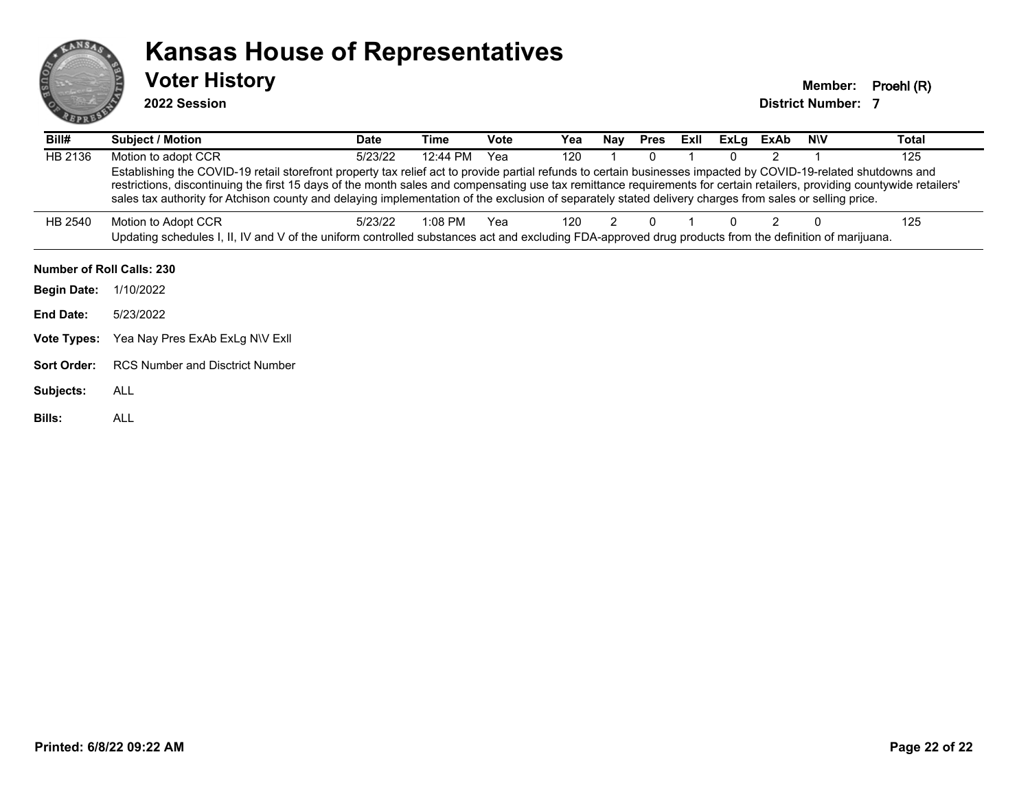# Kansas House of Representatives

## Voter History

**2022 Session**

**Member:** Proehl (R)
**District Number:** 7

| Bill# | Subject / Motion | Date | Time | Vote | Yea | Nay | Pres | ExII | ExLg | ExAb | N\V | Total |
|---|---|---|---|---|---|---|---|---|---|---|---|---|
| HB 2136 | Motion to adopt CCR | 5/23/22 | 12:44 PM | Yea | 120 | 1 | 0 | 1 | 0 | 2 | 1 | 125 |
| | Establishing the COVID-19 retail storefront property tax relief act to provide partial refunds to certain businesses impacted by COVID-19-related shutdowns and restrictions, discontinuing the first 15 days of the month sales and compensating use tax remittance requirements for certain retailers, providing countywide retailers' sales tax authority for Atchison county and delaying implementation of the exclusion of separately stated delivery charges from sales or selling price. | | | | | | | | | | | |
| HB 2540 | Motion to Adopt CCR | 5/23/22 | 1:08 PM | Yea | 120 | 2 | 0 | 1 | 0 | 2 | 0 | 125 |
| | Updating schedules I, II, IV and V of the uniform controlled substances act and excluding FDA-approved drug products from the definition of marijuana. | | | | | | | | | | | |

**Number of Roll Calls: 230**

**Begin Date:** 1/10/2022

**End Date:** 5/23/2022

**Vote Types:** Yea Nay Pres ExAb ExLg N\V ExIl

**Sort Order:** RCS Number and Disctrict Number

**Subjects:** ALL

**Bills:** ALL

**Printed: 6/8/22 09:22 AM**